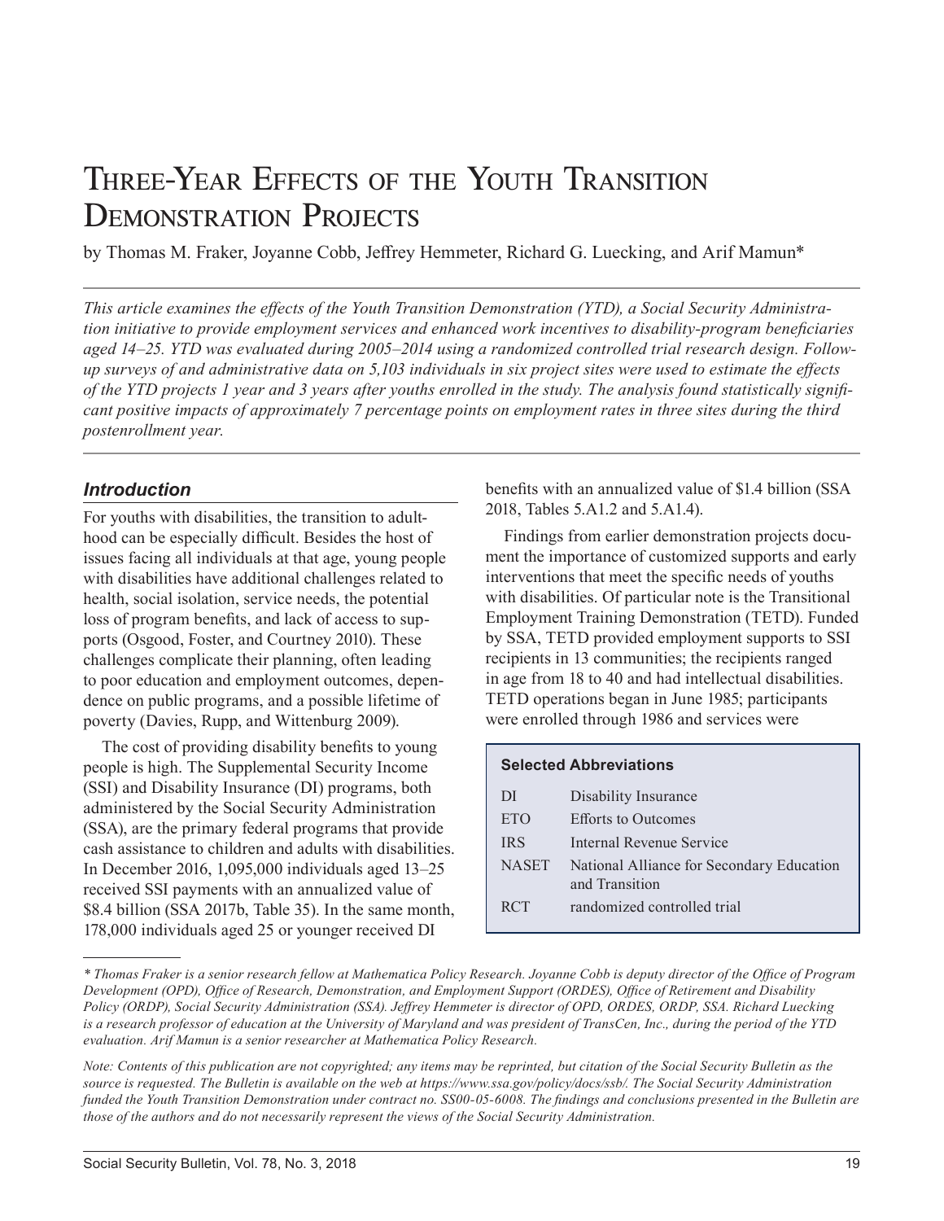# Three-Year Effects of the Youth Transition Demonstration Projects

by Thomas M. Fraker, Joyanne Cobb, Jeffrey Hemmeter, Richard G. Luecking, and Arif Mamun*

*This article examines the effects of the Youth Transition Demonstration (YTD), a Social Security Administration initiative to provide employment services and enhanced work incentives to disability-program beneficiaries aged 14–25. YTD was evaluated during 2005–2014 using a randomized controlled trial research design. Follow-up surveys of and administrative data on 5,103 individuals in six project sites were used to estimate the effects of the YTD projects 1 year and 3 years after youths enrolled in the study. The analysis found statistically significant positive impacts of approximately 7 percentage points on employment rates in three sites during the third postenrollment year.*

## Introduction

For youths with disabilities, the transition to adulthood can be especially difficult. Besides the host of issues facing all individuals at that age, young people with disabilities have additional challenges related to health, social isolation, service needs, the potential loss of program benefits, and lack of access to supports (Osgood, Foster, and Courtney 2010). These challenges complicate their planning, often leading to poor education and employment outcomes, dependence on public programs, and a possible lifetime of poverty (Davies, Rupp, and Wittenburg 2009).

The cost of providing disability benefits to young people is high. The Supplemental Security Income (SSI) and Disability Insurance (DI) programs, both administered by the Social Security Administration (SSA), are the primary federal programs that provide cash assistance to children and adults with disabilities. In December 2016, 1,095,000 individuals aged 13–25 received SSI payments with an annualized value of \$8.4 billion (SSA 2017b, Table 35). In the same month, 178,000 individuals aged 25 or younger received DI benefits with an annualized value of \$1.4 billion (SSA 2018, Tables 5.A1.2 and 5.A1.4).

Findings from earlier demonstration projects document the importance of customized supports and early interventions that meet the specific needs of youths with disabilities. Of particular note is the Transitional Employment Training Demonstration (TETD). Funded by SSA, TETD provided employment supports to SSI recipients in 13 communities; the recipients ranged in age from 18 to 40 and had intellectual disabilities. TETD operations began in June 1985; participants were enrolled through 1986 and services were

| Selected Abbreviations | |
| --- | --- |
| DI | Disability Insurance |
| ETO | Efforts to Outcomes |
| IRS | Internal Revenue Service |
| NASET | National Alliance for Secondary Education and Transition |
| RCT | randomized controlled trial |

*\* Thomas Fraker is a senior research fellow at Mathematica Policy Research. Joyanne Cobb is deputy director of the Office of Program Development (OPD), Office of Research, Demonstration, and Employment Support (ORDES), Office of Retirement and Disability Policy (ORDP), Social Security Administration (SSA). Jeffrey Hemmeter is director of OPD, ORDES, ORDP, SSA. Richard Luecking is a research professor of education at the University of Maryland and was president of TransCen, Inc., during the period of the YTD evaluation. Arif Mamun is a senior researcher at Mathematica Policy Research.*

*Note: Contents of this publication are not copyrighted; any items may be reprinted, but citation of the Social Security Bulletin as the source is requested. The Bulletin is available on the web at https://www.ssa.gov/policy/docs/ssb/. The Social Security Administration funded the Youth Transition Demonstration under contract no. SS00-05-6008. The findings and conclusions presented in the Bulletin are those of the authors and do not necessarily represent the views of the Social Security Administration.*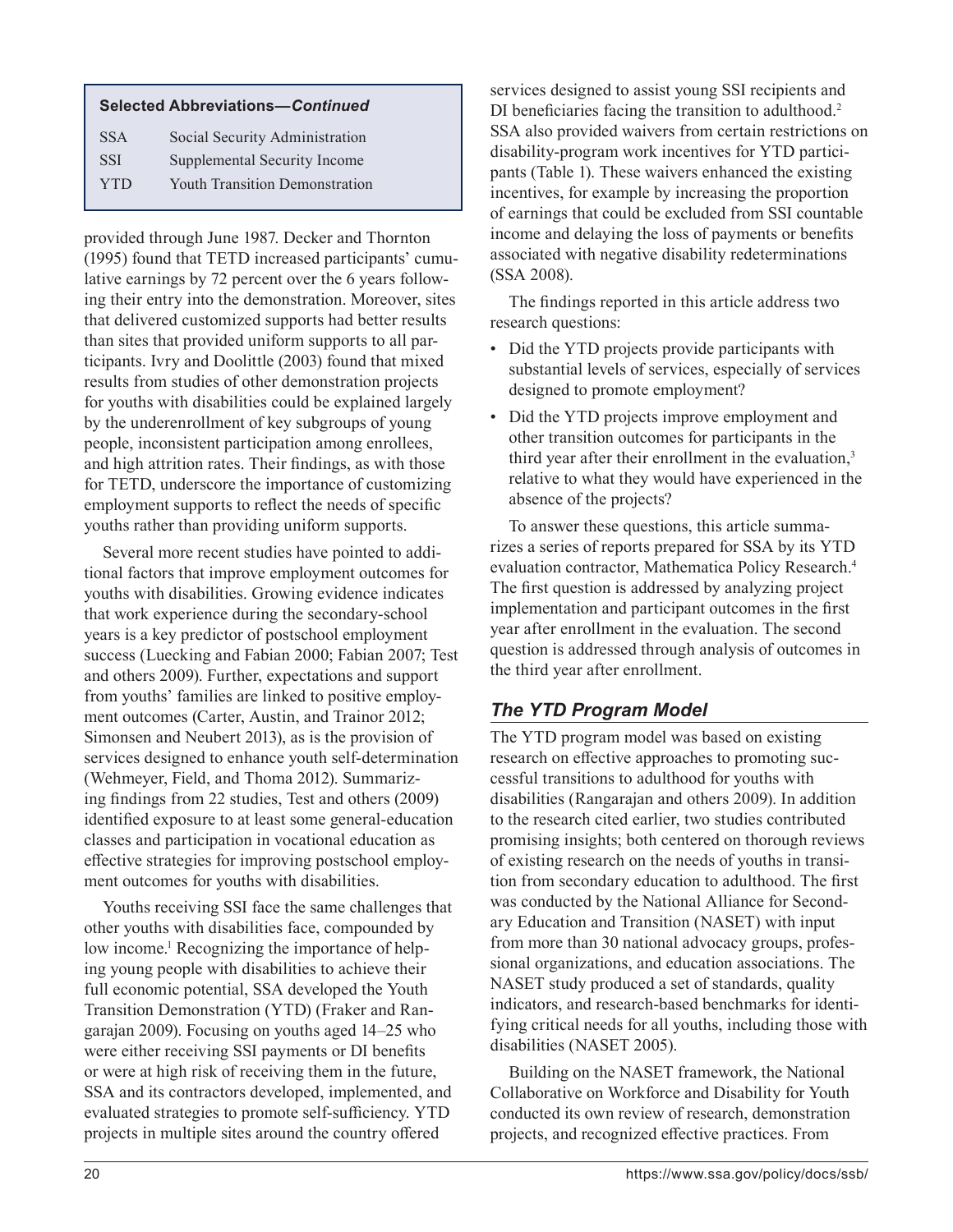**Selected Abbreviations—*Continued***

| | |
|---|---|
| SSA | Social Security Administration |
| SSI | Supplemental Security Income |
| YTD | Youth Transition Demonstration |

provided through June 1987. Decker and Thornton (1995) found that TETD increased participants' cumulative earnings by 72 percent over the 6 years following their entry into the demonstration. Moreover, sites that delivered customized supports had better results than sites that provided uniform supports to all participants. Ivry and Doolittle (2003) found that mixed results from studies of other demonstration projects for youths with disabilities could be explained largely by the underenrollment of key subgroups of young people, inconsistent participation among enrollees, and high attrition rates. Their findings, as with those for TETD, underscore the importance of customizing employment supports to reflect the needs of specific youths rather than providing uniform supports.

Several more recent studies have pointed to additional factors that improve employment outcomes for youths with disabilities. Growing evidence indicates that work experience during the secondary-school years is a key predictor of postschool employment success (Luecking and Fabian 2000; Fabian 2007; Test and others 2009). Further, expectations and support from youths' families are linked to positive employment outcomes (Carter, Austin, and Trainor 2012; Simonsen and Neubert 2013), as is the provision of services designed to enhance youth self-determination (Wehmeyer, Field, and Thoma 2012). Summarizing findings from 22 studies, Test and others (2009) identified exposure to at least some general-education classes and participation in vocational education as effective strategies for improving postschool employment outcomes for youths with disabilities.

Youths receiving SSI face the same challenges that other youths with disabilities face, compounded by low income.[1] Recognizing the importance of helping young people with disabilities to achieve their full economic potential, SSA developed the Youth Transition Demonstration (YTD) (Fraker and Rangarajan 2009). Focusing on youths aged 14–25 who were either receiving SSI payments or DI benefits or were at high risk of receiving them in the future, SSA and its contractors developed, implemented, and evaluated strategies to promote self-sufficiency. YTD projects in multiple sites around the country offered services designed to assist young SSI recipients and DI beneficiaries facing the transition to adulthood.[2] SSA also provided waivers from certain restrictions on disability-program work incentives for YTD participants (Table 1). These waivers enhanced the existing incentives, for example by increasing the proportion of earnings that could be excluded from SSI countable income and delaying the loss of payments or benefits associated with negative disability redeterminations (SSA 2008).

The findings reported in this article address two research questions:

- Did the YTD projects provide participants with substantial levels of services, especially of services designed to promote employment?
- Did the YTD projects improve employment and other transition outcomes for participants in the third year after their enrollment in the evaluation,[3] relative to what they would have experienced in the absence of the projects?

To answer these questions, this article summarizes a series of reports prepared for SSA by its YTD evaluation contractor, Mathematica Policy Research.[4] The first question is addressed by analyzing project implementation and participant outcomes in the first year after enrollment in the evaluation. The second question is addressed through analysis of outcomes in the third year after enrollment.

## *The YTD Program Model*

The YTD program model was based on existing research on effective approaches to promoting successful transitions to adulthood for youths with disabilities (Rangarajan and others 2009). In addition to the research cited earlier, two studies contributed promising insights; both centered on thorough reviews of existing research on the needs of youths in transition from secondary education to adulthood. The first was conducted by the National Alliance for Secondary Education and Transition (NASET) with input from more than 30 national advocacy groups, professional organizations, and education associations. The NASET study produced a set of standards, quality indicators, and research-based benchmarks for identifying critical needs for all youths, including those with disabilities (NASET 2005).

Building on the NASET framework, the National Collaborative on Workforce and Disability for Youth conducted its own review of research, demonstration projects, and recognized effective practices. From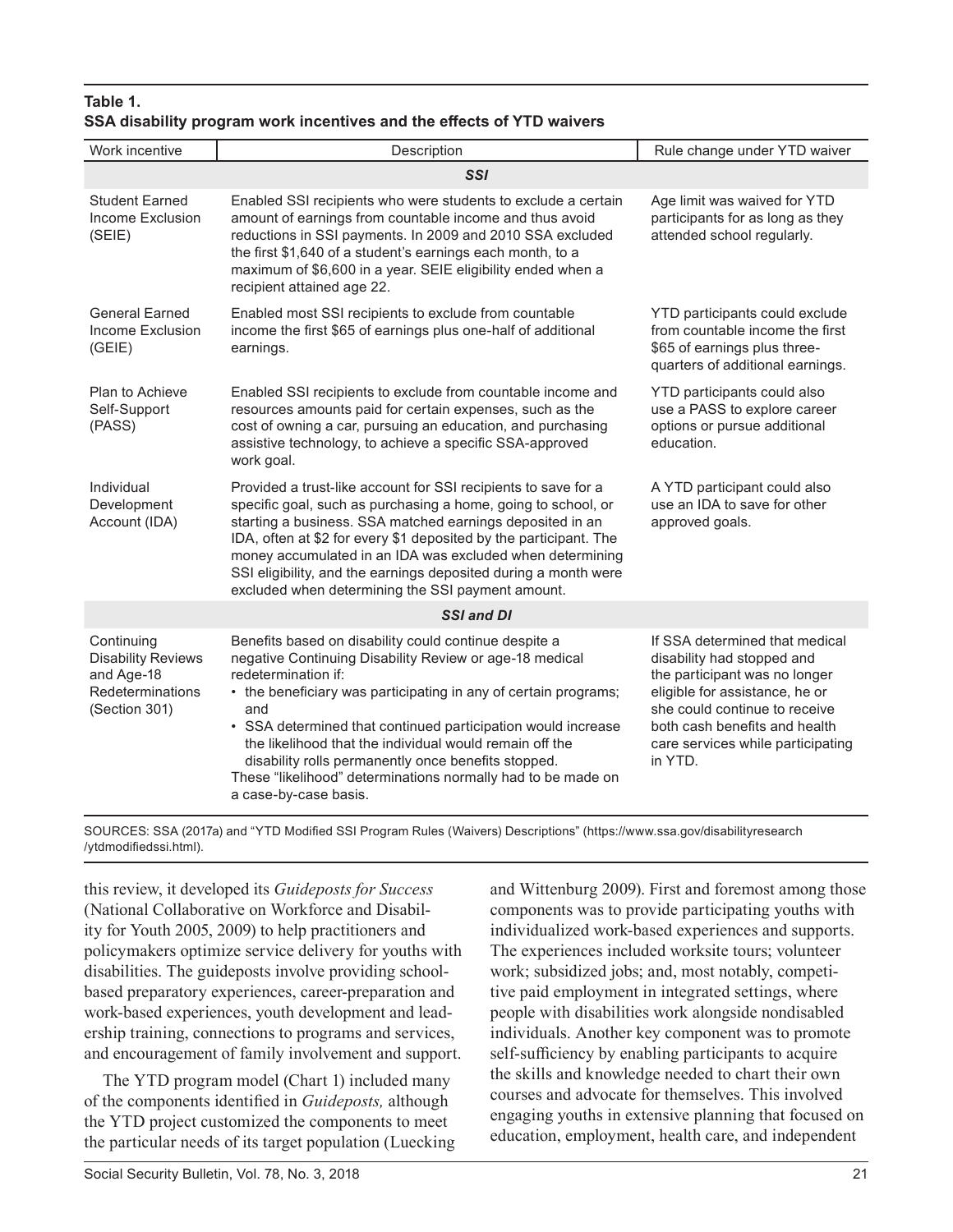**Table 1.**
**SSA disability program work incentives and the effects of YTD waivers**

| Work incentive | Description | Rule change under YTD waiver |
|---|---|---|
| | ***SSI*** | |
| Student Earned Income Exclusion (SEIE) | Enabled SSI recipients who were students to exclude a certain amount of earnings from countable income and thus avoid reductions in SSI payments. In 2009 and 2010 SSA excluded the first $1,640 of a student's earnings each month, to a maximum of $6,600 in a year. SEIE eligibility ended when a recipient attained age 22. | Age limit was waived for YTD participants for as long as they attended school regularly. |
| General Earned Income Exclusion (GEIE) | Enabled most SSI recipients to exclude from countable income the first $65 of earnings plus one-half of additional earnings. | YTD participants could exclude from countable income the first $65 of earnings plus three-quarters of additional earnings. |
| Plan to Achieve Self-Support (PASS) | Enabled SSI recipients to exclude from countable income and resources amounts paid for certain expenses, such as the cost of owning a car, pursuing an education, and purchasing assistive technology, to achieve a specific SSA-approved work goal. | YTD participants could also use a PASS to explore career options or pursue additional education. |
| Individual Development Account (IDA) | Provided a trust-like account for SSI recipients to save for a specific goal, such as purchasing a home, going to school, or starting a business. SSA matched earnings deposited in an IDA, often at $2 for every $1 deposited by the participant. The money accumulated in an IDA was excluded when determining SSI eligibility, and the earnings deposited during a month were excluded when determining the SSI payment amount. | A YTD participant could also use an IDA to save for other approved goals. |
| | ***SSI and DI*** | |
| Continuing Disability Reviews and Age-18 Redeterminations (Section 301) | Benefits based on disability could continue despite a negative Continuing Disability Review or age-18 medical redetermination if: • the beneficiary was participating in any of certain programs; and • SSA determined that continued participation would increase the likelihood that the individual would remain off the disability rolls permanently once benefits stopped. These "likelihood" determinations normally had to be made on a case-by-case basis. | If SSA determined that medical disability had stopped and the participant was no longer eligible for assistance, he or she could continue to receive both cash benefits and health care services while participating in YTD. |

SOURCES: SSA (2017a) and "YTD Modified SSI Program Rules (Waivers) Descriptions" (https://www.ssa.gov/disabilityresearch/ytdmodifiedssi.html).

this review, it developed its *Guideposts for Success* (National Collaborative on Workforce and Disability for Youth 2005, 2009) to help practitioners and policymakers optimize service delivery for youths with disabilities. The guideposts involve providing school-based preparatory experiences, career-preparation and work-based experiences, youth development and leadership training, connections to programs and services, and encouragement of family involvement and support.

The YTD program model (Chart 1) included many of the components identified in *Guideposts,* although the YTD project customized the components to meet the particular needs of its target population (Luecking and Wittenburg 2009). First and foremost among those components was to provide participating youths with individualized work-based experiences and supports. The experiences included worksite tours; volunteer work; subsidized jobs; and, most notably, competitive paid employment in integrated settings, where people with disabilities work alongside nondisabled individuals. Another key component was to promote self-sufficiency by enabling participants to acquire the skills and knowledge needed to chart their own courses and advocate for themselves. This involved engaging youths in extensive planning that focused on education, employment, health care, and independent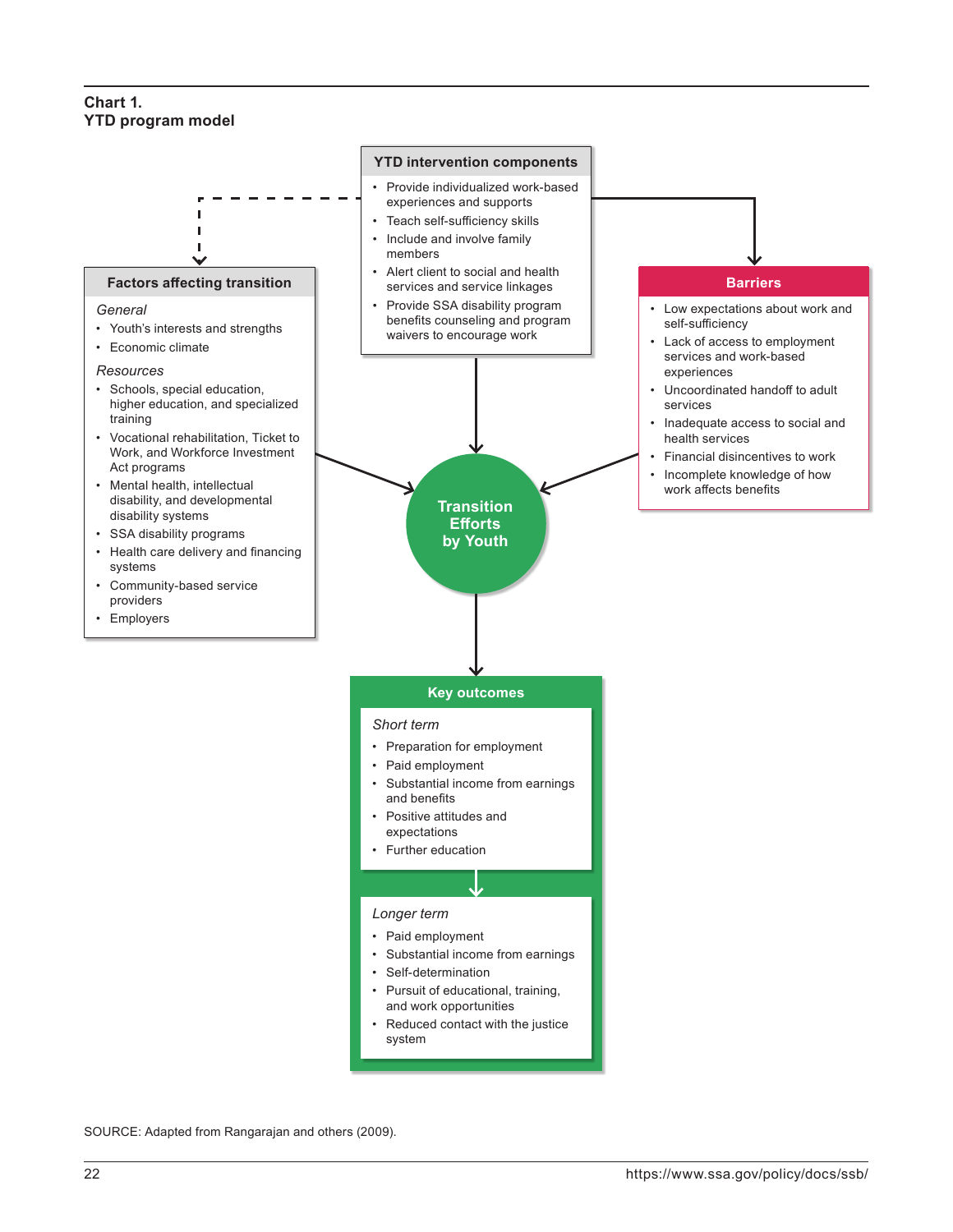**Chart 1.**
**YTD program model**

### YTD intervention components

- Provide individualized work-based experiences and supports
- Teach self-sufficiency skills
- Include and involve family members
- Alert client to social and health services and service linkages
- Provide SSA disability program benefits counseling and program waivers to encourage work

### Factors affecting transition

*General*

- Youth's interests and strengths
- Economic climate

*Resources*

- Schools, special education, higher education, and specialized training
- Vocational rehabilitation, Ticket to Work, and Workforce Investment Act programs
- Mental health, intellectual disability, and developmental disability systems
- SSA disability programs
- Health care delivery and financing systems
- Community-based service providers
- Employers

### Barriers

- Low expectations about work and self-sufficiency
- Lack of access to employment services and work-based experiences
- Uncoordinated handoff to adult services
- Inadequate access to social and health services
- Financial disincentives to work
- Incomplete knowledge of how work affects benefits

### Transition Efforts by Youth

### Key outcomes

*Short term*

- Preparation for employment
- Paid employment
- Substantial income from earnings and benefits
- Positive attitudes and expectations
- Further education

*Longer term*

- Paid employment
- Substantial income from earnings
- Self-determination
- Pursuit of educational, training, and work opportunities
- Reduced contact with the justice system

SOURCE: Adapted from Rangarajan and others (2009).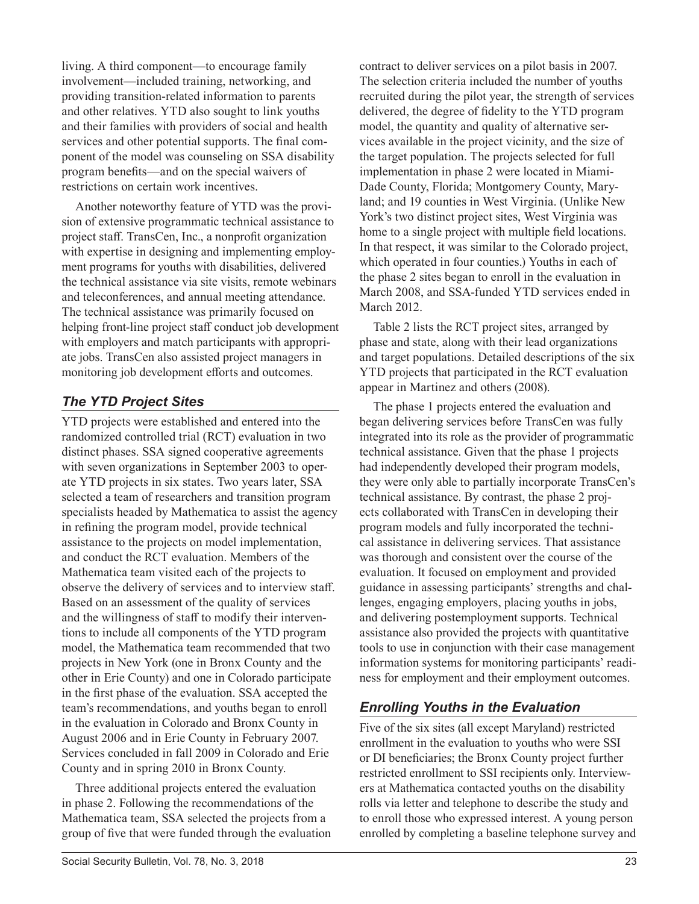living. A third component—to encourage family involvement—included training, networking, and providing transition-related information to parents and other relatives. YTD also sought to link youths and their families with providers of social and health services and other potential supports. The final component of the model was counseling on SSA disability program benefits—and on the special waivers of restrictions on certain work incentives.

Another noteworthy feature of YTD was the provision of extensive programmatic technical assistance to project staff. TransCen, Inc., a nonprofit organization with expertise in designing and implementing employment programs for youths with disabilities, delivered the technical assistance via site visits, remote webinars and teleconferences, and annual meeting attendance. The technical assistance was primarily focused on helping front-line project staff conduct job development with employers and match participants with appropriate jobs. TransCen also assisted project managers in monitoring job development efforts and outcomes.

## *The YTD Project Sites*

YTD projects were established and entered into the randomized controlled trial (RCT) evaluation in two distinct phases. SSA signed cooperative agreements with seven organizations in September 2003 to operate YTD projects in six states. Two years later, SSA selected a team of researchers and transition program specialists headed by Mathematica to assist the agency in refining the program model, provide technical assistance to the projects on model implementation, and conduct the RCT evaluation. Members of the Mathematica team visited each of the projects to observe the delivery of services and to interview staff. Based on an assessment of the quality of services and the willingness of staff to modify their interventions to include all components of the YTD program model, the Mathematica team recommended that two projects in New York (one in Bronx County and the other in Erie County) and one in Colorado participate in the first phase of the evaluation. SSA accepted the team's recommendations, and youths began to enroll in the evaluation in Colorado and Bronx County in August 2006 and in Erie County in February 2007. Services concluded in fall 2009 in Colorado and Erie County and in spring 2010 in Bronx County.

Three additional projects entered the evaluation in phase 2. Following the recommendations of the Mathematica team, SSA selected the projects from a group of five that were funded through the evaluation contract to deliver services on a pilot basis in 2007. The selection criteria included the number of youths recruited during the pilot year, the strength of services delivered, the degree of fidelity to the YTD program model, the quantity and quality of alternative services available in the project vicinity, and the size of the target population. The projects selected for full implementation in phase 2 were located in Miami-Dade County, Florida; Montgomery County, Maryland; and 19 counties in West Virginia. (Unlike New York's two distinct project sites, West Virginia was home to a single project with multiple field locations. In that respect, it was similar to the Colorado project, which operated in four counties.) Youths in each of the phase 2 sites began to enroll in the evaluation in March 2008, and SSA-funded YTD services ended in March 2012.

Table 2 lists the RCT project sites, arranged by phase and state, along with their lead organizations and target populations. Detailed descriptions of the six YTD projects that participated in the RCT evaluation appear in Martinez and others (2008).

The phase 1 projects entered the evaluation and began delivering services before TransCen was fully integrated into its role as the provider of programmatic technical assistance. Given that the phase 1 projects had independently developed their program models, they were only able to partially incorporate TransCen's technical assistance. By contrast, the phase 2 projects collaborated with TransCen in developing their program models and fully incorporated the technical assistance in delivering services. That assistance was thorough and consistent over the course of the evaluation. It focused on employment and provided guidance in assessing participants' strengths and challenges, engaging employers, placing youths in jobs, and delivering postemployment supports. Technical assistance also provided the projects with quantitative tools to use in conjunction with their case management information systems for monitoring participants' readiness for employment and their employment outcomes.

## *Enrolling Youths in the Evaluation*

Five of the six sites (all except Maryland) restricted enrollment in the evaluation to youths who were SSI or DI beneficiaries; the Bronx County project further restricted enrollment to SSI recipients only. Interviewers at Mathematica contacted youths on the disability rolls via letter and telephone to describe the study and to enroll those who expressed interest. A young person enrolled by completing a baseline telephone survey and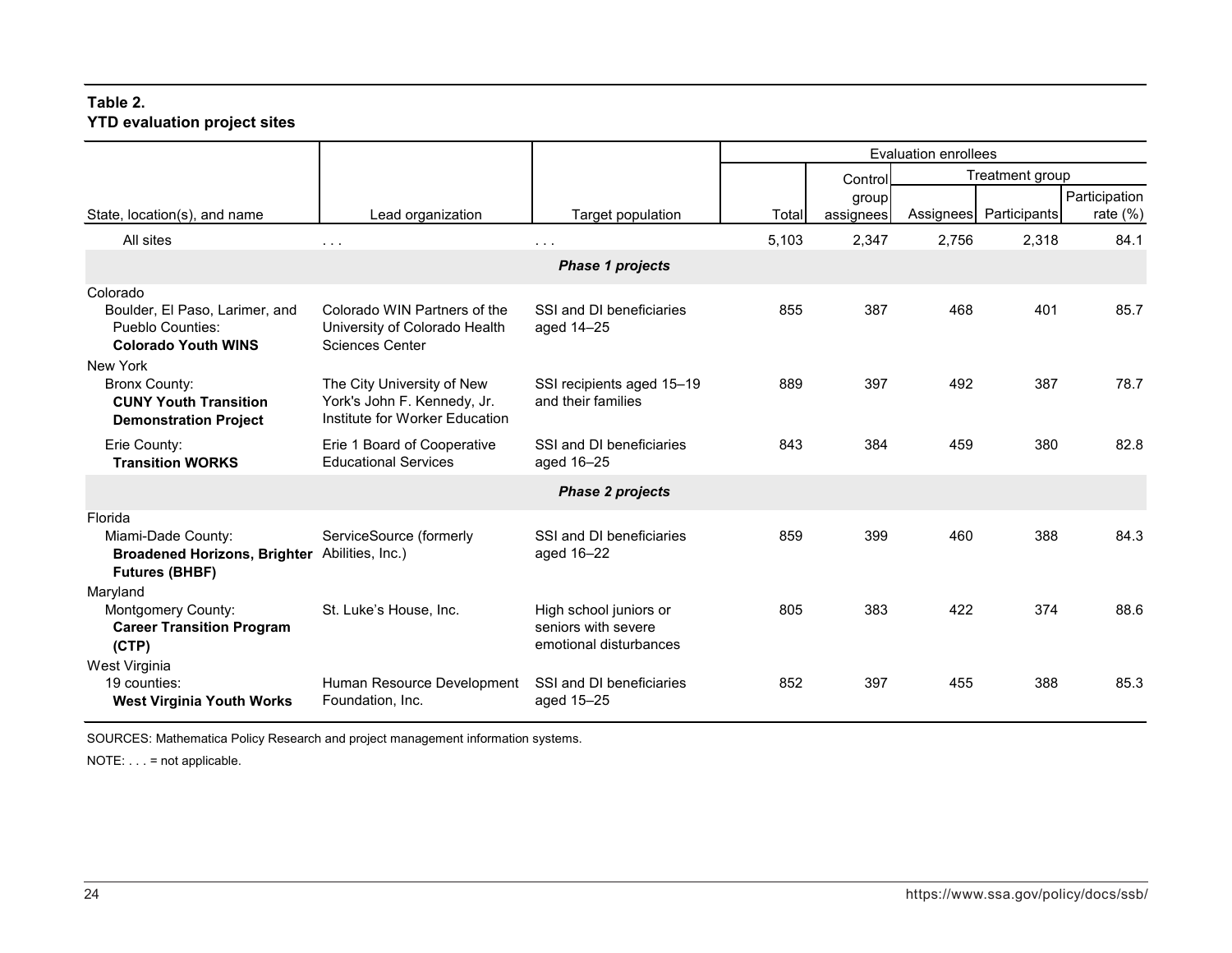**Table 2.**
**YTD evaluation project sites**

| State, location(s), and name | Lead organization | Target population | Evaluation enrollees | | | | |
|---|---|---|---|---|---|---|---|
| | | | Total | Control group assignees | Treatment group | | |
| | | | | | Assignees | Participants | Participation rate (%) |
| All sites | . . . | . . . | 5,103 | 2,347 | 2,756 | 2,318 | 84.1 |
| ***Phase 1 projects*** | | | | | | | |
| Colorado | | | | | | | |
| Boulder, El Paso, Larimer, and Pueblo Counties: **Colorado Youth WINS** | Colorado WIN Partners of the University of Colorado Health Sciences Center | SSI and DI beneficiaries aged 14–25 | 855 | 387 | 468 | 401 | 85.7 |
| New York | | | | | | | |
| Bronx County: **CUNY Youth Transition Demonstration Project** | The City University of New York's John F. Kennedy, Jr. Institute for Worker Education | SSI recipients aged 15–19 and their families | 889 | 397 | 492 | 387 | 78.7 |
| Erie County: **Transition WORKS** | Erie 1 Board of Cooperative Educational Services | SSI and DI beneficiaries aged 16–25 | 843 | 384 | 459 | 380 | 82.8 |
| ***Phase 2 projects*** | | | | | | | |
| Florida | | | | | | | |
| Miami-Dade County: **Broadened Horizons, Brighter Futures (BHBF)** | ServiceSource (formerly Abilities, Inc.) | SSI and DI beneficiaries aged 16–22 | 859 | 399 | 460 | 388 | 84.3 |
| Maryland | | | | | | | |
| Montgomery County: **Career Transition Program (CTP)** | St. Luke's House, Inc. | High school juniors or seniors with severe emotional disturbances | 805 | 383 | 422 | 374 | 88.6 |
| West Virginia | | | | | | | |
| 19 counties: **West Virginia Youth Works** | Human Resource Development Foundation, Inc. | SSI and DI beneficiaries aged 15–25 | 852 | 397 | 455 | 388 | 85.3 |

SOURCES: Mathematica Policy Research and project management information systems.

NOTE: . . . = not applicable.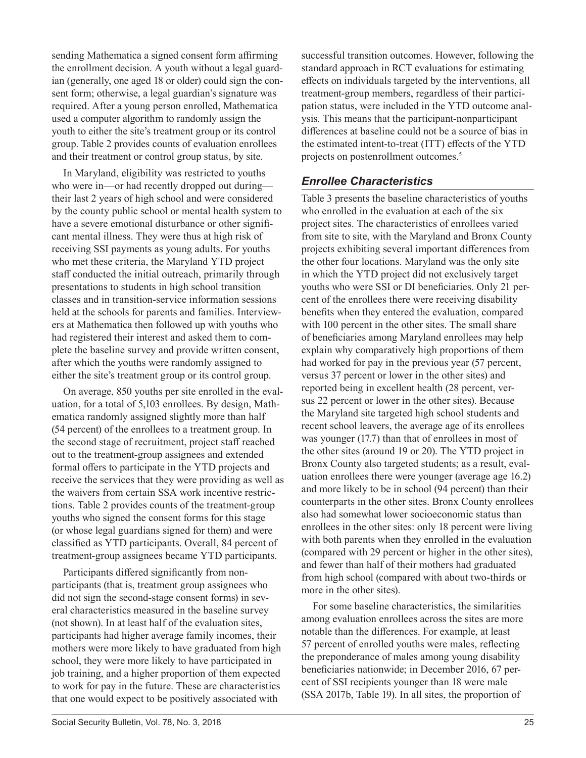sending Mathematica a signed consent form affirming the enrollment decision. A youth without a legal guardian (generally, one aged 18 or older) could sign the consent form; otherwise, a legal guardian's signature was required. After a young person enrolled, Mathematica used a computer algorithm to randomly assign the youth to either the site's treatment group or its control group. Table 2 provides counts of evaluation enrollees and their treatment or control group status, by site.

In Maryland, eligibility was restricted to youths who were in—or had recently dropped out during—their last 2 years of high school and were considered by the county public school or mental health system to have a severe emotional disturbance or other significant mental illness. They were thus at high risk of receiving SSI payments as young adults. For youths who met these criteria, the Maryland YTD project staff conducted the initial outreach, primarily through presentations to students in high school transition classes and in transition-service information sessions held at the schools for parents and families. Interviewers at Mathematica then followed up with youths who had registered their interest and asked them to complete the baseline survey and provide written consent, after which the youths were randomly assigned to either the site's treatment group or its control group.

On average, 850 youths per site enrolled in the evaluation, for a total of 5,103 enrollees. By design, Mathematica randomly assigned slightly more than half (54 percent) of the enrollees to a treatment group. In the second stage of recruitment, project staff reached out to the treatment-group assignees and extended formal offers to participate in the YTD projects and receive the services that they were providing as well as the waivers from certain SSA work incentive restrictions. Table 2 provides counts of the treatment-group youths who signed the consent forms for this stage (or whose legal guardians signed for them) and were classified as YTD participants. Overall, 84 percent of treatment-group assignees became YTD participants.

Participants differed significantly from nonparticipants (that is, treatment group assignees who did not sign the second-stage consent forms) in several characteristics measured in the baseline survey (not shown). In at least half of the evaluation sites, participants had higher average family incomes, their mothers were more likely to have graduated from high school, they were more likely to have participated in job training, and a higher proportion of them expected to work for pay in the future. These are characteristics that one would expect to be positively associated with successful transition outcomes. However, following the standard approach in RCT evaluations for estimating effects on individuals targeted by the interventions, all treatment-group members, regardless of their participation status, were included in the YTD outcome analysis. This means that the participant-nonparticipant differences at baseline could not be a source of bias in the estimated intent-to-treat (ITT) effects of the YTD projects on postenrollment outcomes.[5]

## Enrollee Characteristics

Table 3 presents the baseline characteristics of youths who enrolled in the evaluation at each of the six project sites. The characteristics of enrollees varied from site to site, with the Maryland and Bronx County projects exhibiting several important differences from the other four locations. Maryland was the only site in which the YTD project did not exclusively target youths who were SSI or DI beneficiaries. Only 21 percent of the enrollees there were receiving disability benefits when they entered the evaluation, compared with 100 percent in the other sites. The small share of beneficiaries among Maryland enrollees may help explain why comparatively high proportions of them had worked for pay in the previous year (57 percent, versus 37 percent or lower in the other sites) and reported being in excellent health (28 percent, versus 22 percent or lower in the other sites). Because the Maryland site targeted high school students and recent school leavers, the average age of its enrollees was younger (17.7) than that of enrollees in most of the other sites (around 19 or 20). The YTD project in Bronx County also targeted students; as a result, evaluation enrollees there were younger (average age 16.2) and more likely to be in school (94 percent) than their counterparts in the other sites. Bronx County enrollees also had somewhat lower socioeconomic status than enrollees in the other sites: only 18 percent were living with both parents when they enrolled in the evaluation (compared with 29 percent or higher in the other sites), and fewer than half of their mothers had graduated from high school (compared with about two-thirds or more in the other sites).

For some baseline characteristics, the similarities among evaluation enrollees across the sites are more notable than the differences. For example, at least 57 percent of enrolled youths were males, reflecting the preponderance of males among young disability beneficiaries nationwide; in December 2016, 67 percent of SSI recipients younger than 18 were male (SSA 2017b, Table 19). In all sites, the proportion of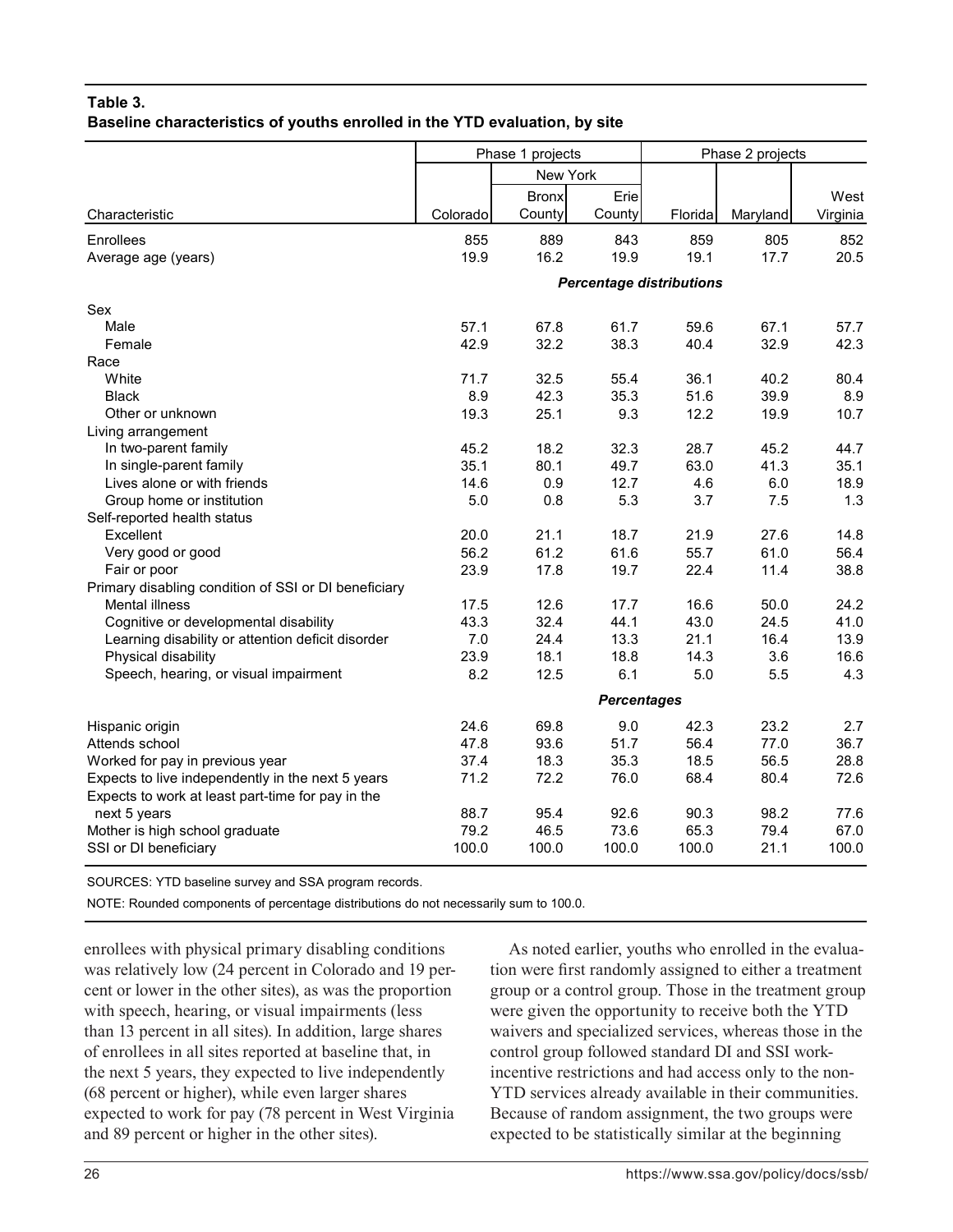**Table 3.**
**Baseline characteristics of youths enrolled in the YTD evaluation, by site**

| Characteristic | Phase 1 projects | | | Phase 2 projects | | |
|---|---|---|---|---|---|---|
| | | New York | | | | |
| | Colorado | Bronx County | Erie County | Florida | Maryland | West Virginia |
| Enrollees | 855 | 889 | 843 | 859 | 805 | 852 |
| Average age (years) | 19.9 | 16.2 | 19.9 | 19.1 | 17.7 | 20.5 |
| | ***Percentage distributions*** | | | | | |
| Sex | | | | | | |
| Male | 57.1 | 67.8 | 61.7 | 59.6 | 67.1 | 57.7 |
| Female | 42.9 | 32.2 | 38.3 | 40.4 | 32.9 | 42.3 |
| Race | | | | | | |
| White | 71.7 | 32.5 | 55.4 | 36.1 | 40.2 | 80.4 |
| Black | 8.9 | 42.3 | 35.3 | 51.6 | 39.9 | 8.9 |
| Other or unknown | 19.3 | 25.1 | 9.3 | 12.2 | 19.9 | 10.7 |
| Living arrangement | | | | | | |
| In two-parent family | 45.2 | 18.2 | 32.3 | 28.7 | 45.2 | 44.7 |
| In single-parent family | 35.1 | 80.1 | 49.7 | 63.0 | 41.3 | 35.1 |
| Lives alone or with friends | 14.6 | 0.9 | 12.7 | 4.6 | 6.0 | 18.9 |
| Group home or institution | 5.0 | 0.8 | 5.3 | 3.7 | 7.5 | 1.3 |
| Self-reported health status | | | | | | |
| Excellent | 20.0 | 21.1 | 18.7 | 21.9 | 27.6 | 14.8 |
| Very good or good | 56.2 | 61.2 | 61.6 | 55.7 | 61.0 | 56.4 |
| Fair or poor | 23.9 | 17.8 | 19.7 | 22.4 | 11.4 | 38.8 |
| Primary disabling condition of SSI or DI beneficiary | | | | | | |
| Mental illness | 17.5 | 12.6 | 17.7 | 16.6 | 50.0 | 24.2 |
| Cognitive or developmental disability | 43.3 | 32.4 | 44.1 | 43.0 | 24.5 | 41.0 |
| Learning disability or attention deficit disorder | 7.0 | 24.4 | 13.3 | 21.1 | 16.4 | 13.9 |
| Physical disability | 23.9 | 18.1 | 18.8 | 14.3 | 3.6 | 16.6 |
| Speech, hearing, or visual impairment | 8.2 | 12.5 | 6.1 | 5.0 | 5.5 | 4.3 |
| | ***Percentages*** | | | | | |
| Hispanic origin | 24.6 | 69.8 | 9.0 | 42.3 | 23.2 | 2.7 |
| Attends school | 47.8 | 93.6 | 51.7 | 56.4 | 77.0 | 36.7 |
| Worked for pay in previous year | 37.4 | 18.3 | 35.3 | 18.5 | 56.5 | 28.8 |
| Expects to live independently in the next 5 years | 71.2 | 72.2 | 76.0 | 68.4 | 80.4 | 72.6 |
| Expects to work at least part-time for pay in the next 5 years | 88.7 | 95.4 | 92.6 | 90.3 | 98.2 | 77.6 |
| Mother is high school graduate | 79.2 | 46.5 | 73.6 | 65.3 | 79.4 | 67.0 |
| SSI or DI beneficiary | 100.0 | 100.0 | 100.0 | 100.0 | 21.1 | 100.0 |

SOURCES: YTD baseline survey and SSA program records.

NOTE: Rounded components of percentage distributions do not necessarily sum to 100.0.

enrollees with physical primary disabling conditions was relatively low (24 percent in Colorado and 19 percent or lower in the other sites), as was the proportion with speech, hearing, or visual impairments (less than 13 percent in all sites). In addition, large shares of enrollees in all sites reported at baseline that, in the next 5 years, they expected to live independently (68 percent or higher), while even larger shares expected to work for pay (78 percent in West Virginia and 89 percent or higher in the other sites).

As noted earlier, youths who enrolled in the evaluation were first randomly assigned to either a treatment group or a control group. Those in the treatment group were given the opportunity to receive both the YTD waivers and specialized services, whereas those in the control group followed standard DI and SSI work-incentive restrictions and had access only to the non-YTD services already available in their communities. Because of random assignment, the two groups were expected to be statistically similar at the beginning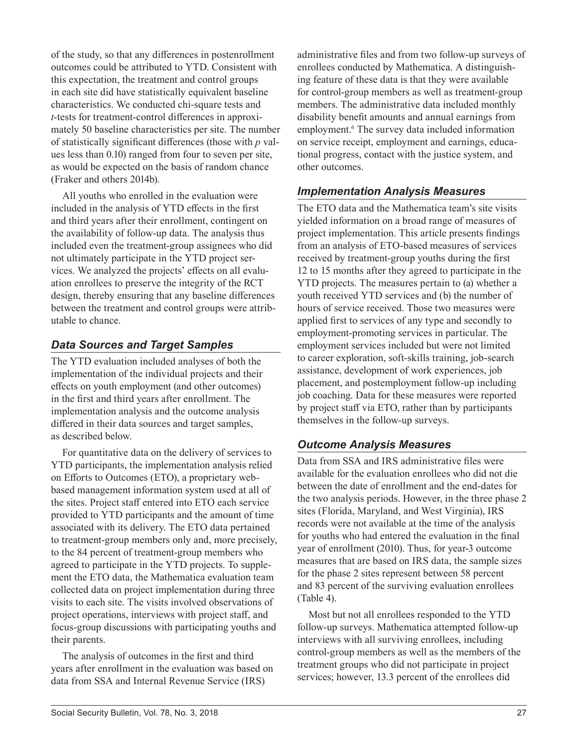of the study, so that any differences in postenrollment outcomes could be attributed to YTD. Consistent with this expectation, the treatment and control groups in each site did have statistically equivalent baseline characteristics. We conducted chi-square tests and *t*-tests for treatment-control differences in approximately 50 baseline characteristics per site. The number of statistically significant differences (those with *p* values less than 0.10) ranged from four to seven per site, as would be expected on the basis of random chance (Fraker and others 2014b).

All youths who enrolled in the evaluation were included in the analysis of YTD effects in the first and third years after their enrollment, contingent on the availability of follow-up data. The analysis thus included even the treatment-group assignees who did not ultimately participate in the YTD project services. We analyzed the projects' effects on all evaluation enrollees to preserve the integrity of the RCT design, thereby ensuring that any baseline differences between the treatment and control groups were attributable to chance.

### *Data Sources and Target Samples*

The YTD evaluation included analyses of both the implementation of the individual projects and their effects on youth employment (and other outcomes) in the first and third years after enrollment. The implementation analysis and the outcome analysis differed in their data sources and target samples, as described below.

For quantitative data on the delivery of services to YTD participants, the implementation analysis relied on Efforts to Outcomes (ETO), a proprietary web-based management information system used at all of the sites. Project staff entered into ETO each service provided to YTD participants and the amount of time associated with its delivery. The ETO data pertained to treatment-group members only and, more precisely, to the 84 percent of treatment-group members who agreed to participate in the YTD projects. To supplement the ETO data, the Mathematica evaluation team collected data on project implementation during three visits to each site. The visits involved observations of project operations, interviews with project staff, and focus-group discussions with participating youths and their parents.

The analysis of outcomes in the first and third years after enrollment in the evaluation was based on data from SSA and Internal Revenue Service (IRS) administrative files and from two follow-up surveys of enrollees conducted by Mathematica. A distinguishing feature of these data is that they were available for control-group members as well as treatment-group members. The administrative data included monthly disability benefit amounts and annual earnings from employment.[6] The survey data included information on service receipt, employment and earnings, educational progress, contact with the justice system, and other outcomes.

### *Implementation Analysis Measures*

The ETO data and the Mathematica team's site visits yielded information on a broad range of measures of project implementation. This article presents findings from an analysis of ETO-based measures of services received by treatment-group youths during the first 12 to 15 months after they agreed to participate in the YTD projects. The measures pertain to (a) whether a youth received YTD services and (b) the number of hours of service received. Those two measures were applied first to services of any type and secondly to employment-promoting services in particular. The employment services included but were not limited to career exploration, soft-skills training, job-search assistance, development of work experiences, job placement, and postemployment follow-up including job coaching. Data for these measures were reported by project staff via ETO, rather than by participants themselves in the follow-up surveys.

### *Outcome Analysis Measures*

Data from SSA and IRS administrative files were available for the evaluation enrollees who did not die between the date of enrollment and the end-dates for the two analysis periods. However, in the three phase 2 sites (Florida, Maryland, and West Virginia), IRS records were not available at the time of the analysis for youths who had entered the evaluation in the final year of enrollment (2010). Thus, for year-3 outcome measures that are based on IRS data, the sample sizes for the phase 2 sites represent between 58 percent and 83 percent of the surviving evaluation enrollees (Table 4).

Most but not all enrollees responded to the YTD follow-up surveys. Mathematica attempted follow-up interviews with all surviving enrollees, including control-group members as well as the members of the treatment groups who did not participate in project services; however, 13.3 percent of the enrollees did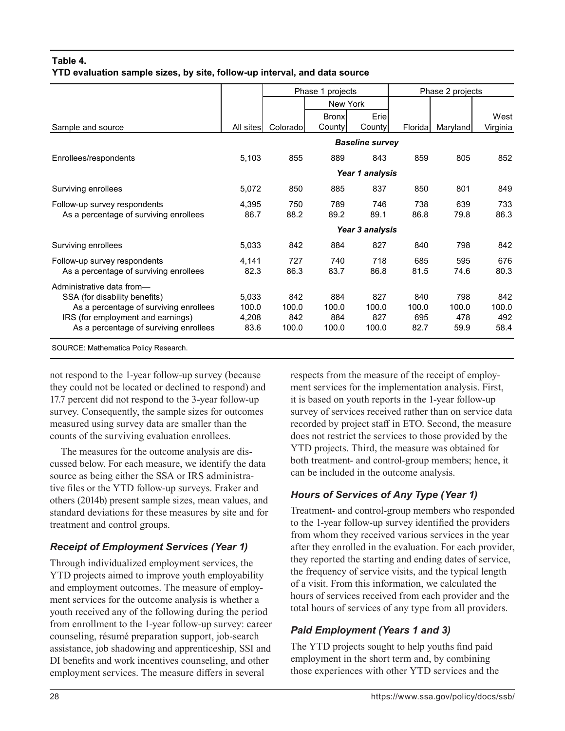**Table 4.**
**YTD evaluation sample sizes, by site, follow-up interval, and data source**

| Sample and source | All sites | Phase 1 projects | | | Phase 2 projects | | |
|---|---|---|---|---|---|---|---|
| | | | New York | | | | |
| | | Colorado | Bronx County | Erie County | Florida | Maryland | West Virginia |
| | *Baseline survey* | | | | | | |
| Enrollees/respondents | 5,103 | 855 | 889 | 843 | 859 | 805 | 852 |
| | *Year 1 analysis* | | | | | | |
| Surviving enrollees | 5,072 | 850 | 885 | 837 | 850 | 801 | 849 |
| Follow-up survey respondents | 4,395 | 750 | 789 | 746 | 738 | 639 | 733 |
| As a percentage of surviving enrollees | 86.7 | 88.2 | 89.2 | 89.1 | 86.8 | 79.8 | 86.3 |
| | *Year 3 analysis* | | | | | | |
| Surviving enrollees | 5,033 | 842 | 884 | 827 | 840 | 798 | 842 |
| Follow-up survey respondents | 4,141 | 727 | 740 | 718 | 685 | 595 | 676 |
| As a percentage of surviving enrollees | 82.3 | 86.3 | 83.7 | 86.8 | 81.5 | 74.6 | 80.3 |
| Administrative data from— | | | | | | | |
| SSA (for disability benefits) | 5,033 | 842 | 884 | 827 | 840 | 798 | 842 |
| As a percentage of surviving enrollees | 100.0 | 100.0 | 100.0 | 100.0 | 100.0 | 100.0 | 100.0 |
| IRS (for employment and earnings) | 4,208 | 842 | 884 | 827 | 695 | 478 | 492 |
| As a percentage of surviving enrollees | 83.6 | 100.0 | 100.0 | 100.0 | 82.7 | 59.9 | 58.4 |

SOURCE: Mathematica Policy Research.

not respond to the 1-year follow-up survey (because they could not be located or declined to respond) and 17.7 percent did not respond to the 3-year follow-up survey. Consequently, the sample sizes for outcomes measured using survey data are smaller than the counts of the surviving evaluation enrollees.

The measures for the outcome analysis are discussed below. For each measure, we identify the data source as being either the SSA or IRS administrative files or the YTD follow-up surveys. Fraker and others (2014b) present sample sizes, mean values, and standard deviations for these measures by site and for treatment and control groups.

### *Receipt of Employment Services (Year 1)*

Through individualized employment services, the YTD projects aimed to improve youth employability and employment outcomes. The measure of employment services for the outcome analysis is whether a youth received any of the following during the period from enrollment to the 1-year follow-up survey: career counseling, résumé preparation support, job-search assistance, job shadowing and apprenticeship, SSI and DI benefits and work incentives counseling, and other employment services. The measure differs in several respects from the measure of the receipt of employment services for the implementation analysis. First, it is based on youth reports in the 1-year follow-up survey of services received rather than on service data recorded by project staff in ETO. Second, the measure does not restrict the services to those provided by the YTD projects. Third, the measure was obtained for both treatment- and control-group members; hence, it can be included in the outcome analysis.

### *Hours of Services of Any Type (Year 1)*

Treatment- and control-group members who responded to the 1-year follow-up survey identified the providers from whom they received various services in the year after they enrolled in the evaluation. For each provider, they reported the starting and ending dates of service, the frequency of service visits, and the typical length of a visit. From this information, we calculated the hours of services received from each provider and the total hours of services of any type from all providers.

### *Paid Employment (Years 1 and 3)*

The YTD projects sought to help youths find paid employment in the short term and, by combining those experiences with other YTD services and the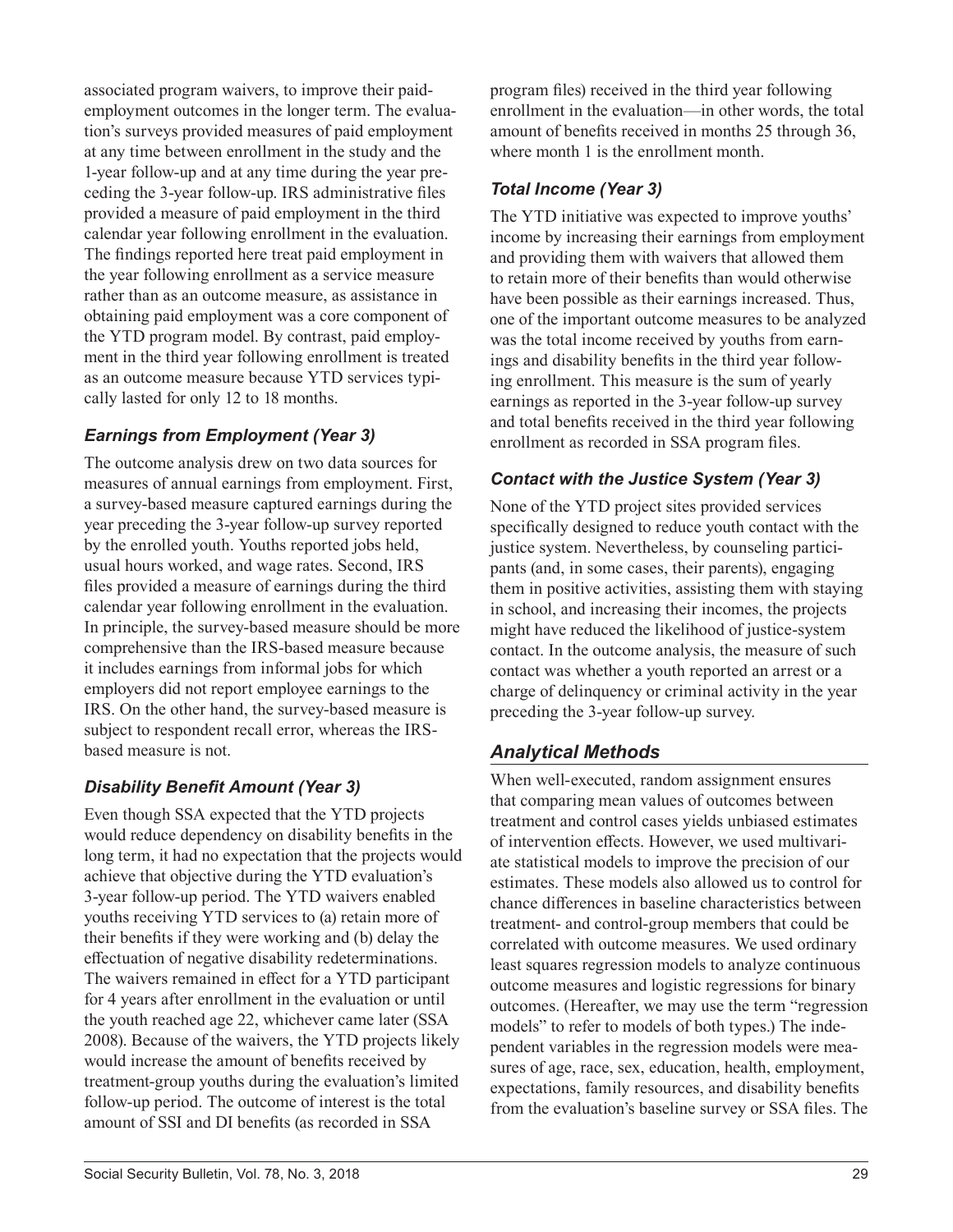associated program waivers, to improve their paid-employment outcomes in the longer term. The evaluation's surveys provided measures of paid employment at any time between enrollment in the study and the 1-year follow-up and at any time during the year preceding the 3-year follow-up. IRS administrative files provided a measure of paid employment in the third calendar year following enrollment in the evaluation. The findings reported here treat paid employment in the year following enrollment as a service measure rather than as an outcome measure, as assistance in obtaining paid employment was a core component of the YTD program model. By contrast, paid employment in the third year following enrollment is treated as an outcome measure because YTD services typically lasted for only 12 to 18 months.

### *Earnings from Employment (Year 3)*

The outcome analysis drew on two data sources for measures of annual earnings from employment. First, a survey-based measure captured earnings during the year preceding the 3-year follow-up survey reported by the enrolled youth. Youths reported jobs held, usual hours worked, and wage rates. Second, IRS files provided a measure of earnings during the third calendar year following enrollment in the evaluation. In principle, the survey-based measure should be more comprehensive than the IRS-based measure because it includes earnings from informal jobs for which employers did not report employee earnings to the IRS. On the other hand, the survey-based measure is subject to respondent recall error, whereas the IRS-based measure is not.

### *Disability Benefit Amount (Year 3)*

Even though SSA expected that the YTD projects would reduce dependency on disability benefits in the long term, it had no expectation that the projects would achieve that objective during the YTD evaluation's 3-year follow-up period. The YTD waivers enabled youths receiving YTD services to (a) retain more of their benefits if they were working and (b) delay the effectuation of negative disability redeterminations. The waivers remained in effect for a YTD participant for 4 years after enrollment in the evaluation or until the youth reached age 22, whichever came later (SSA 2008). Because of the waivers, the YTD projects likely would increase the amount of benefits received by treatment-group youths during the evaluation's limited follow-up period. The outcome of interest is the total amount of SSI and DI benefits (as recorded in SSA program files) received in the third year following enrollment in the evaluation—in other words, the total amount of benefits received in months 25 through 36, where month 1 is the enrollment month.

### *Total Income (Year 3)*

The YTD initiative was expected to improve youths' income by increasing their earnings from employment and providing them with waivers that allowed them to retain more of their benefits than would otherwise have been possible as their earnings increased. Thus, one of the important outcome measures to be analyzed was the total income received by youths from earnings and disability benefits in the third year following enrollment. This measure is the sum of yearly earnings as reported in the 3-year follow-up survey and total benefits received in the third year following enrollment as recorded in SSA program files.

### *Contact with the Justice System (Year 3)*

None of the YTD project sites provided services specifically designed to reduce youth contact with the justice system. Nevertheless, by counseling participants (and, in some cases, their parents), engaging them in positive activities, assisting them with staying in school, and increasing their incomes, the projects might have reduced the likelihood of justice-system contact. In the outcome analysis, the measure of such contact was whether a youth reported an arrest or a charge of delinquency or criminal activity in the year preceding the 3-year follow-up survey.

## *Analytical Methods*

When well-executed, random assignment ensures that comparing mean values of outcomes between treatment and control cases yields unbiased estimates of intervention effects. However, we used multivariate statistical models to improve the precision of our estimates. These models also allowed us to control for chance differences in baseline characteristics between treatment- and control-group members that could be correlated with outcome measures. We used ordinary least squares regression models to analyze continuous outcome measures and logistic regressions for binary outcomes. (Hereafter, we may use the term "regression models" to refer to models of both types.) The independent variables in the regression models were measures of age, race, sex, education, health, employment, expectations, family resources, and disability benefits from the evaluation's baseline survey or SSA files. The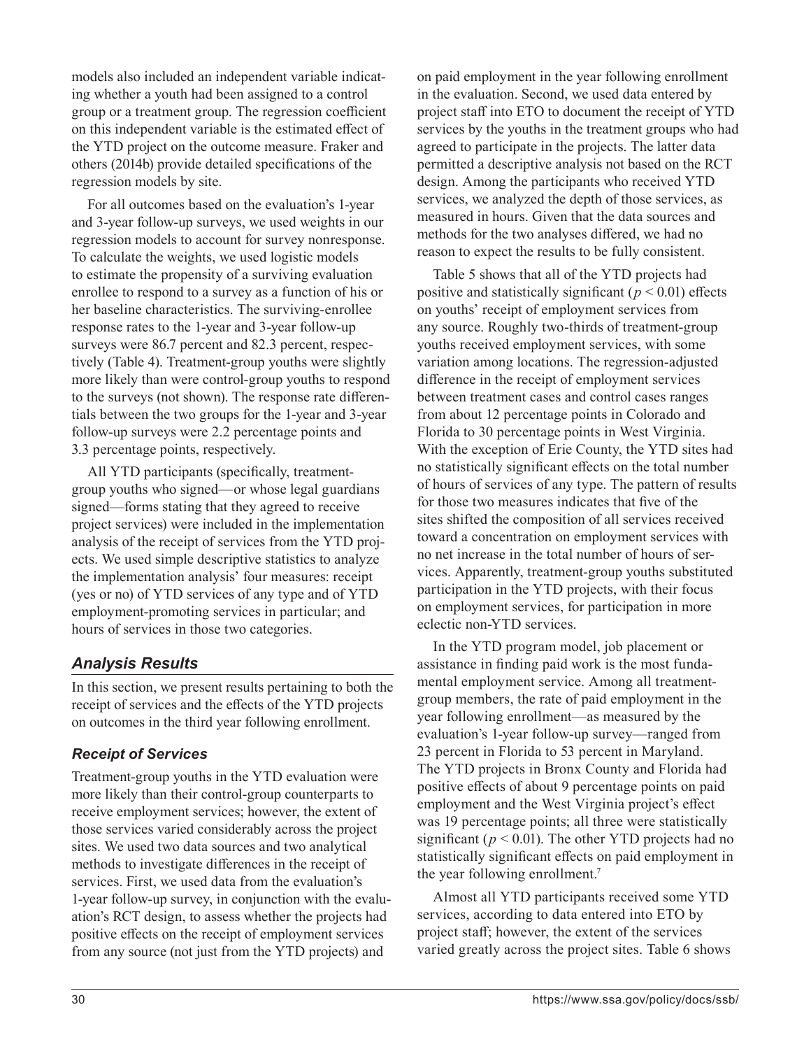models also included an independent variable indicating whether a youth had been assigned to a control group or a treatment group. The regression coefficient on this independent variable is the estimated effect of the YTD project on the outcome measure. Fraker and others (2014b) provide detailed specifications of the regression models by site.

For all outcomes based on the evaluation's 1-year and 3-year follow-up surveys, we used weights in our regression models to account for survey nonresponse. To calculate the weights, we used logistic models to estimate the propensity of a surviving evaluation enrollee to respond to a survey as a function of his or her baseline characteristics. The surviving-enrollee response rates to the 1-year and 3-year follow-up surveys were 86.7 percent and 82.3 percent, respectively (Table 4). Treatment-group youths were slightly more likely than were control-group youths to respond to the surveys (not shown). The response rate differentials between the two groups for the 1-year and 3-year follow-up surveys were 2.2 percentage points and 3.3 percentage points, respectively.

All YTD participants (specifically, treatment-group youths who signed—or whose legal guardians signed—forms stating that they agreed to receive project services) were included in the implementation analysis of the receipt of services from the YTD projects. We used simple descriptive statistics to analyze the implementation analysis' four measures: receipt (yes or no) of YTD services of any type and of YTD employment-promoting services in particular; and hours of services in those two categories.

## *Analysis Results*

In this section, we present results pertaining to both the receipt of services and the effects of the YTD projects on outcomes in the third year following enrollment.

### *Receipt of Services*

Treatment-group youths in the YTD evaluation were more likely than their control-group counterparts to receive employment services; however, the extent of those services varied considerably across the project sites. We used two data sources and two analytical methods to investigate differences in the receipt of services. First, we used data from the evaluation's 1-year follow-up survey, in conjunction with the evaluation's RCT design, to assess whether the projects had positive effects on the receipt of employment services from any source (not just from the YTD projects) and on paid employment in the year following enrollment in the evaluation. Second, we used data entered by project staff into ETO to document the receipt of YTD services by the youths in the treatment groups who had agreed to participate in the projects. The latter data permitted a descriptive analysis not based on the RCT design. Among the participants who received YTD services, we analyzed the depth of those services, as measured in hours. Given that the data sources and methods for the two analyses differed, we had no reason to expect the results to be fully consistent.

Table 5 shows that all of the YTD projects had positive and statistically significant ($p < 0.01$) effects on youths' receipt of employment services from any source. Roughly two-thirds of treatment-group youths received employment services, with some variation among locations. The regression-adjusted difference in the receipt of employment services between treatment cases and control cases ranges from about 12 percentage points in Colorado and Florida to 30 percentage points in West Virginia. With the exception of Erie County, the YTD sites had no statistically significant effects on the total number of hours of services of any type. The pattern of results for those two measures indicates that five of the sites shifted the composition of all services received toward a concentration on employment services with no net increase in the total number of hours of services. Apparently, treatment-group youths substituted participation in the YTD projects, with their focus on employment services, for participation in more eclectic non-YTD services.

In the YTD program model, job placement or assistance in finding paid work is the most fundamental employment service. Among all treatment-group members, the rate of paid employment in the year following enrollment—as measured by the evaluation's 1-year follow-up survey—ranged from 23 percent in Florida to 53 percent in Maryland. The YTD projects in Bronx County and Florida had positive effects of about 9 percentage points on paid employment and the West Virginia project's effect was 19 percentage points; all three were statistically significant ($p < 0.01$). The other YTD projects had no statistically significant effects on paid employment in the year following enrollment.[7]

Almost all YTD participants received some YTD services, according to data entered into ETO by project staff; however, the extent of the services varied greatly across the project sites. Table 6 shows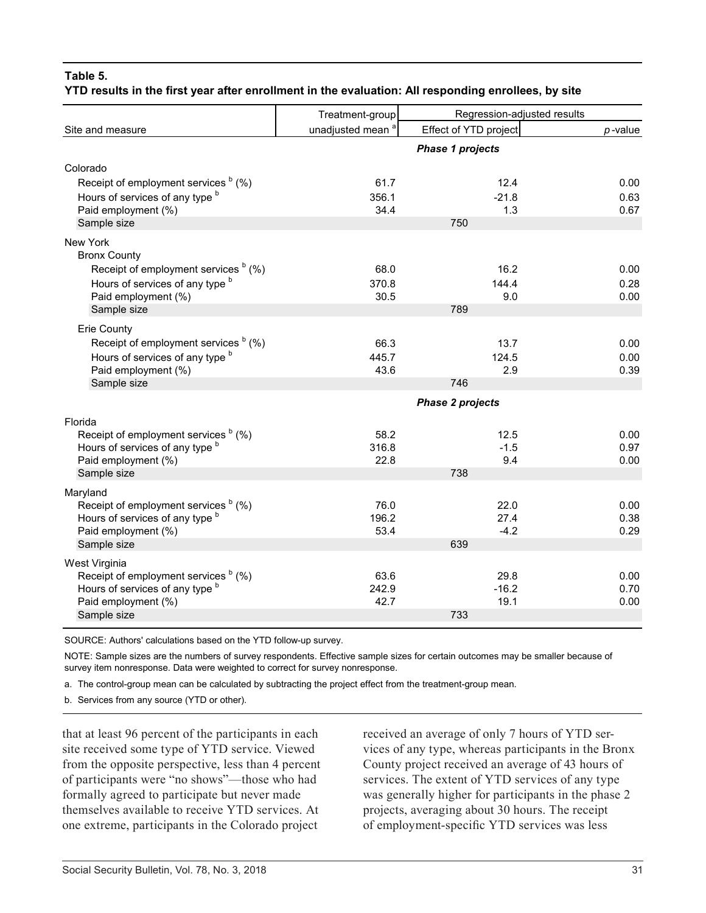**Table 5.**
**YTD results in the first year after enrollment in the evaluation: All responding enrollees, by site**

| Site and measure | Treatment-group unadjusted mean [a] | Regression-adjusted results | |
|---|---|---|---|
| | | Effect of YTD project | *p*-value |
| | | ***Phase 1 projects*** | |
| Colorado | | | |
| Receipt of employment services [b] (%) | 61.7 | 12.4 | 0.00 |
| Hours of services of any type [b] | 356.1 | -21.8 | 0.63 |
| Paid employment (%) | 34.4 | 1.3 | 0.67 |
| Sample size | | 750 | |
| New York | | | |
| Bronx County | | | |
| Receipt of employment services [b] (%) | 68.0 | 16.2 | 0.00 |
| Hours of services of any type [b] | 370.8 | 144.4 | 0.28 |
| Paid employment (%) | 30.5 | 9.0 | 0.00 |
| Sample size | | 789 | |
| Erie County | | | |
| Receipt of employment services [b] (%) | 66.3 | 13.7 | 0.00 |
| Hours of services of any type [b] | 445.7 | 124.5 | 0.00 |
| Paid employment (%) | 43.6 | 2.9 | 0.39 |
| Sample size | | 746 | |
| | | ***Phase 2 projects*** | |
| Florida | | | |
| Receipt of employment services [b] (%) | 58.2 | 12.5 | 0.00 |
| Hours of services of any type [b] | 316.8 | -1.5 | 0.97 |
| Paid employment (%) | 22.8 | 9.4 | 0.00 |
| Sample size | | 738 | |
| Maryland | | | |
| Receipt of employment services [b] (%) | 76.0 | 22.0 | 0.00 |
| Hours of services of any type [b] | 196.2 | 27.4 | 0.38 |
| Paid employment (%) | 53.4 | -4.2 | 0.29 |
| Sample size | | 639 | |
| West Virginia | | | |
| Receipt of employment services [b] (%) | 63.6 | 29.8 | 0.00 |
| Hours of services of any type [b] | 242.9 | -16.2 | 0.70 |
| Paid employment (%) | 42.7 | 19.1 | 0.00 |
| Sample size | | 733 | |

SOURCE: Authors' calculations based on the YTD follow-up survey.

NOTE: Sample sizes are the numbers of survey respondents. Effective sample sizes for certain outcomes may be smaller because of survey item nonresponse. Data were weighted to correct for survey nonresponse.

a. The control-group mean can be calculated by subtracting the project effect from the treatment-group mean.

b. Services from any source (YTD or other).

that at least 96 percent of the participants in each site received some type of YTD service. Viewed from the opposite perspective, less than 4 percent of participants were "no shows"—those who had formally agreed to participate but never made themselves available to receive YTD services. At one extreme, participants in the Colorado project received an average of only 7 hours of YTD services of any type, whereas participants in the Bronx County project received an average of 43 hours of services. The extent of YTD services of any type was generally higher for participants in the phase 2 projects, averaging about 30 hours. The receipt of employment-specific YTD services was less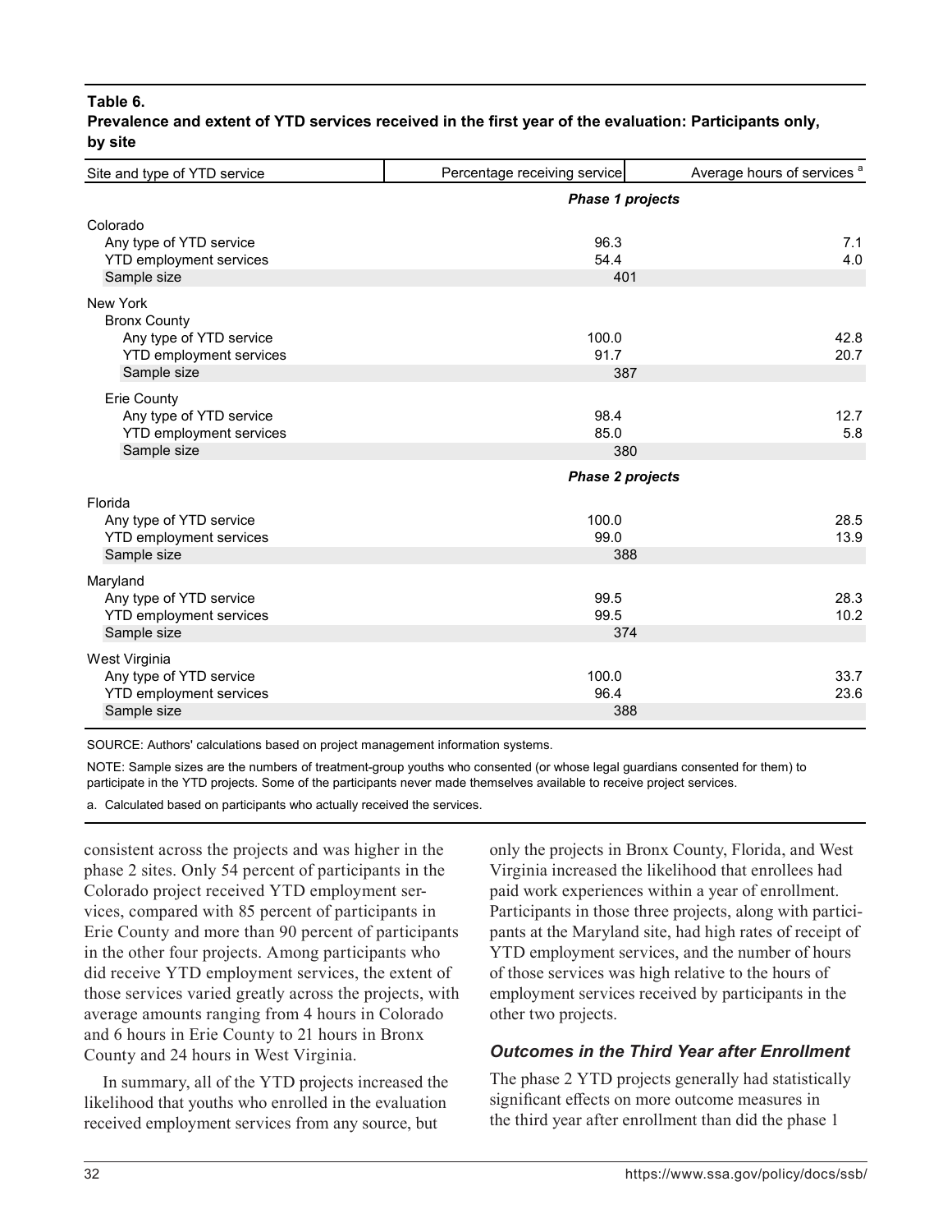**Table 6.**
**Prevalence and extent of YTD services received in the first year of the evaluation: Participants only, by site**

| Site and type of YTD service | Percentage receiving service | Average hours of services [a] |
|---|---|---|
| | *Phase 1 projects* | |
| Colorado | | |
| Any type of YTD service | 96.3 | 7.1 |
| YTD employment services | 54.4 | 4.0 |
| Sample size | 401 | |
| New York | | |
| Bronx County | | |
| Any type of YTD service | 100.0 | 42.8 |
| YTD employment services | 91.7 | 20.7 |
| Sample size | 387 | |
| Erie County | | |
| Any type of YTD service | 98.4 | 12.7 |
| YTD employment services | 85.0 | 5.8 |
| Sample size | 380 | |
| | *Phase 2 projects* | |
| Florida | | |
| Any type of YTD service | 100.0 | 28.5 |
| YTD employment services | 99.0 | 13.9 |
| Sample size | 388 | |
| Maryland | | |
| Any type of YTD service | 99.5 | 28.3 |
| YTD employment services | 99.5 | 10.2 |
| Sample size | 374 | |
| West Virginia | | |
| Any type of YTD service | 100.0 | 33.7 |
| YTD employment services | 96.4 | 23.6 |
| Sample size | 388 | |

SOURCE: Authors' calculations based on project management information systems.

NOTE: Sample sizes are the numbers of treatment-group youths who consented (or whose legal guardians consented for them) to participate in the YTD projects. Some of the participants never made themselves available to receive project services.

a. Calculated based on participants who actually received the services.

consistent across the projects and was higher in the phase 2 sites. Only 54 percent of participants in the Colorado project received YTD employment services, compared with 85 percent of participants in Erie County and more than 90 percent of participants in the other four projects. Among participants who did receive YTD employment services, the extent of those services varied greatly across the projects, with average amounts ranging from 4 hours in Colorado and 6 hours in Erie County to 21 hours in Bronx County and 24 hours in West Virginia.

In summary, all of the YTD projects increased the likelihood that youths who enrolled in the evaluation received employment services from any source, but only the projects in Bronx County, Florida, and West Virginia increased the likelihood that enrollees had paid work experiences within a year of enrollment. Participants in those three projects, along with participants at the Maryland site, had high rates of receipt of YTD employment services, and the number of hours of those services was high relative to the hours of employment services received by participants in the other two projects.

### *Outcomes in the Third Year after Enrollment*

The phase 2 YTD projects generally had statistically significant effects on more outcome measures in the third year after enrollment than did the phase 1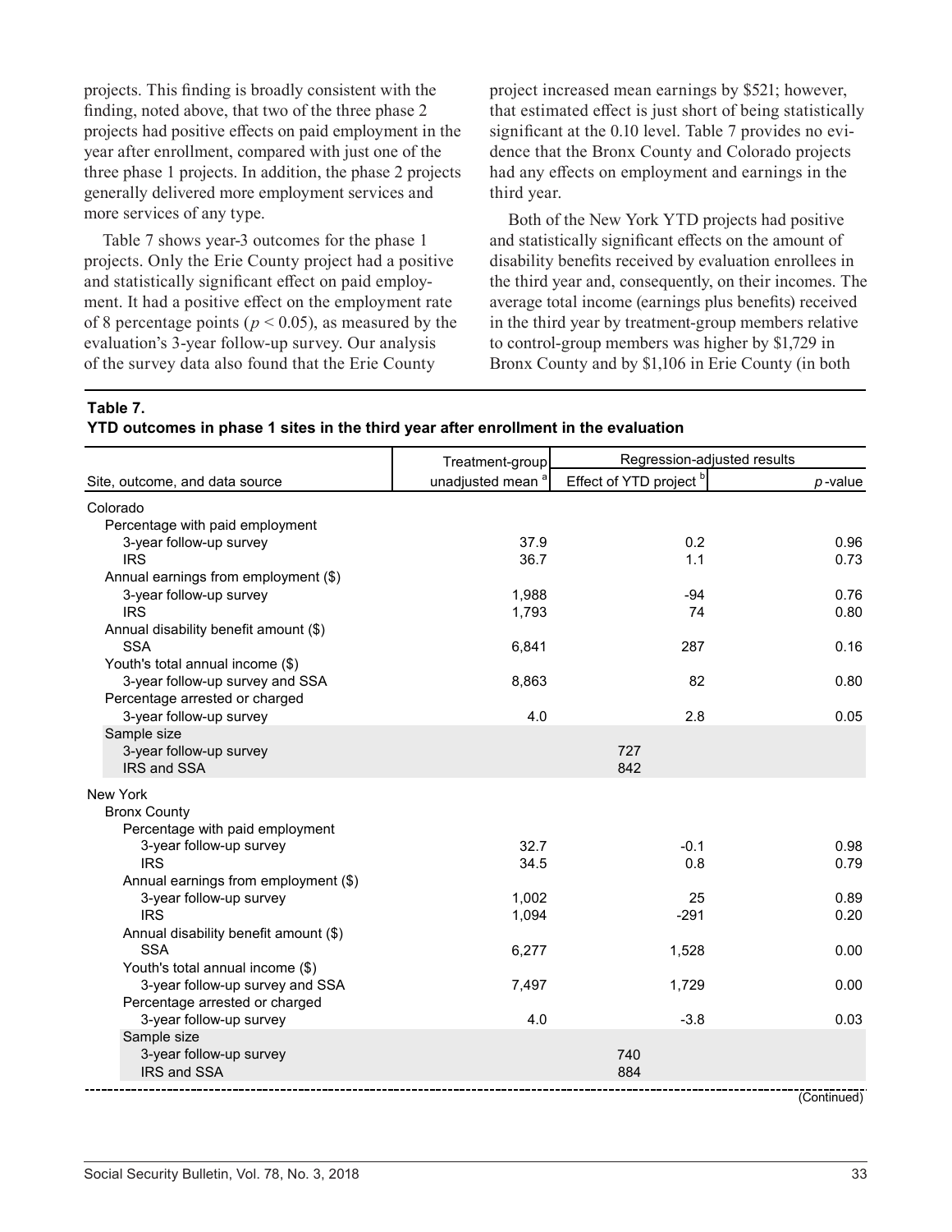projects. This finding is broadly consistent with the finding, noted above, that two of the three phase 2 projects had positive effects on paid employment in the year after enrollment, compared with just one of the three phase 1 projects. In addition, the phase 2 projects generally delivered more employment services and more services of any type.

Table 7 shows year-3 outcomes for the phase 1 projects. Only the Erie County project had a positive and statistically significant effect on paid employment. It had a positive effect on the employment rate of 8 percentage points ($p < 0.05$), as measured by the evaluation's 3-year follow-up survey. Our analysis of the survey data also found that the Erie County project increased mean earnings by \$521; however, that estimated effect is just short of being statistically significant at the 0.10 level. Table 7 provides no evidence that the Bronx County and Colorado projects had any effects on employment and earnings in the third year.

Both of the New York YTD projects had positive and statistically significant effects on the amount of disability benefits received by evaluation enrollees in the third year and, consequently, on their incomes. The average total income (earnings plus benefits) received in the third year by treatment-group members relative to control-group members was higher by \$1,729 in Bronx County and by \$1,106 in Erie County (in both

**Table 7.**
**YTD outcomes in phase 1 sites in the third year after enrollment in the evaluation**

| Site, outcome, and data source | Treatment-group unadjusted mean [a] | Regression-adjusted results: Effect of YTD project [b] | Regression-adjusted results: *p*-value |
|---|---|---|---|
| **Colorado** | | | |
| Percentage with paid employment | | | |
| 3-year follow-up survey | 37.9 | 0.2 | 0.96 |
| IRS | 36.7 | 1.1 | 0.73 |
| Annual earnings from employment (\$) | | | |
| 3-year follow-up survey | 1,988 | -94 | 0.76 |
| IRS | 1,793 | 74 | 0.80 |
| Annual disability benefit amount (\$) | | | |
| SSA | 6,841 | 287 | 0.16 |
| Youth's total annual income (\$) | | | |
| 3-year follow-up survey and SSA | 8,863 | 82 | 0.80 |
| Percentage arrested or charged | | | |
| 3-year follow-up survey | 4.0 | 2.8 | 0.05 |
| Sample size | | | |
| 3-year follow-up survey | | 727 | |
| IRS and SSA | | 842 | |
| **New York** | | | |
| Bronx County | | | |
| Percentage with paid employment | | | |
| 3-year follow-up survey | 32.7 | -0.1 | 0.98 |
| IRS | 34.5 | 0.8 | 0.79 |
| Annual earnings from employment (\$) | | | |
| 3-year follow-up survey | 1,002 | 25 | 0.89 |
| IRS | 1,094 | -291 | 0.20 |
| Annual disability benefit amount (\$) | | | |
| SSA | 6,277 | 1,528 | 0.00 |
| Youth's total annual income (\$) | | | |
| 3-year follow-up survey and SSA | 7,497 | 1,729 | 0.00 |
| Percentage arrested or charged | | | |
| 3-year follow-up survey | 4.0 | -3.8 | 0.03 |
| Sample size | | | |
| 3-year follow-up survey | | 740 | |
| IRS and SSA | | 884 | |

(Continued)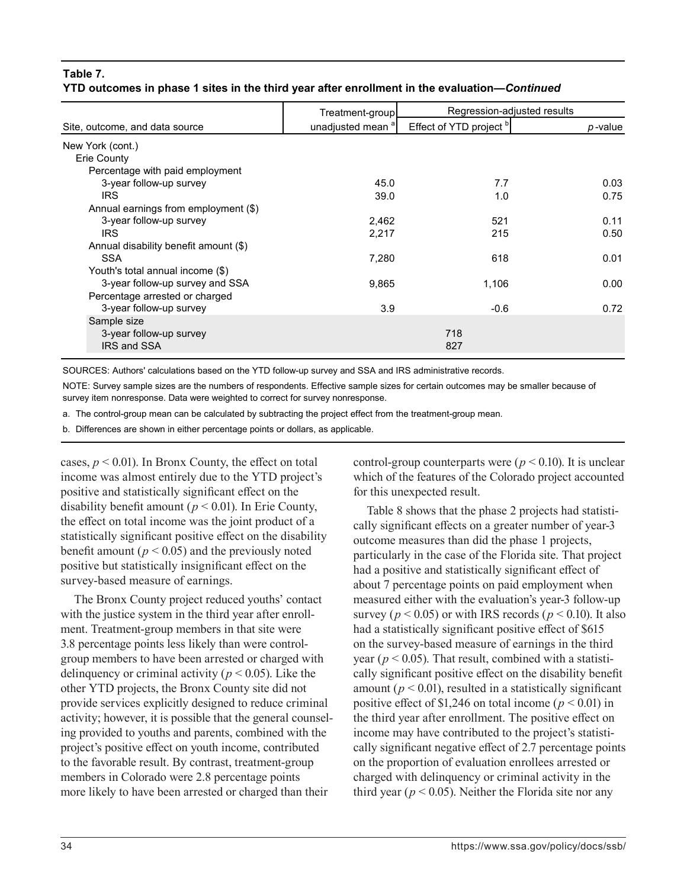**Table 7.**
**YTD outcomes in phase 1 sites in the third year after enrollment in the evaluation—*Continued***

| Site, outcome, and data source | Treatment-group unadjusted mean [a] | Regression-adjusted results | |
|---|---|---|---|
| | | Effect of YTD project [b] | *p*-value |
| New York (cont.) | | | |
| Erie County | | | |
| Percentage with paid employment | | | |
| 3-year follow-up survey | 45.0 | 7.7 | 0.03 |
| IRS | 39.0 | 1.0 | 0.75 |
| Annual earnings from employment ($) | | | |
| 3-year follow-up survey | 2,462 | 521 | 0.11 |
| IRS | 2,217 | 215 | 0.50 |
| Annual disability benefit amount ($) | | | |
| SSA | 7,280 | 618 | 0.01 |
| Youth's total annual income ($) | | | |
| 3-year follow-up survey and SSA | 9,865 | 1,106 | 0.00 |
| Percentage arrested or charged | | | |
| 3-year follow-up survey | 3.9 | -0.6 | 0.72 |
| Sample size | | | |
| 3-year follow-up survey | | 718 | |
| IRS and SSA | | 827 | |

SOURCES: Authors' calculations based on the YTD follow-up survey and SSA and IRS administrative records.

NOTE: Survey sample sizes are the numbers of respondents. Effective sample sizes for certain outcomes may be smaller because of survey item nonresponse. Data were weighted to correct for survey nonresponse.

a. The control-group mean can be calculated by subtracting the project effect from the treatment-group mean.

b. Differences are shown in either percentage points or dollars, as applicable.

cases, $p < 0.01$). In Bronx County, the effect on total income was almost entirely due to the YTD project's positive and statistically significant effect on the disability benefit amount ($p < 0.01$). In Erie County, the effect on total income was the joint product of a statistically significant positive effect on the disability benefit amount ($p < 0.05$) and the previously noted positive but statistically insignificant effect on the survey-based measure of earnings.

The Bronx County project reduced youths' contact with the justice system in the third year after enrollment. Treatment-group members in that site were 3.8 percentage points less likely than were control-group members to have been arrested or charged with delinquency or criminal activity ($p < 0.05$). Like the other YTD projects, the Bronx County site did not provide services explicitly designed to reduce criminal activity; however, it is possible that the general counseling provided to youths and parents, combined with the project's positive effect on youth income, contributed to the favorable result. By contrast, treatment-group members in Colorado were 2.8 percentage points more likely to have been arrested or charged than their control-group counterparts were ($p < 0.10$). It is unclear which of the features of the Colorado project accounted for this unexpected result.

Table 8 shows that the phase 2 projects had statistically significant effects on a greater number of year-3 outcome measures than did the phase 1 projects, particularly in the case of the Florida site. That project had a positive and statistically significant effect of about 7 percentage points on paid employment when measured either with the evaluation's year-3 follow-up survey ($p < 0.05$) or with IRS records ($p < 0.10$). It also had a statistically significant positive effect of $615 on the survey-based measure of earnings in the third year ($p < 0.05$). That result, combined with a statistically significant positive effect on the disability benefit amount ($p < 0.01$), resulted in a statistically significant positive effect of $1,246 on total income ($p < 0.01$) in the third year after enrollment. The positive effect on income may have contributed to the project's statistically significant negative effect of 2.7 percentage points on the proportion of evaluation enrollees arrested or charged with delinquency or criminal activity in the third year ($p < 0.05$). Neither the Florida site nor any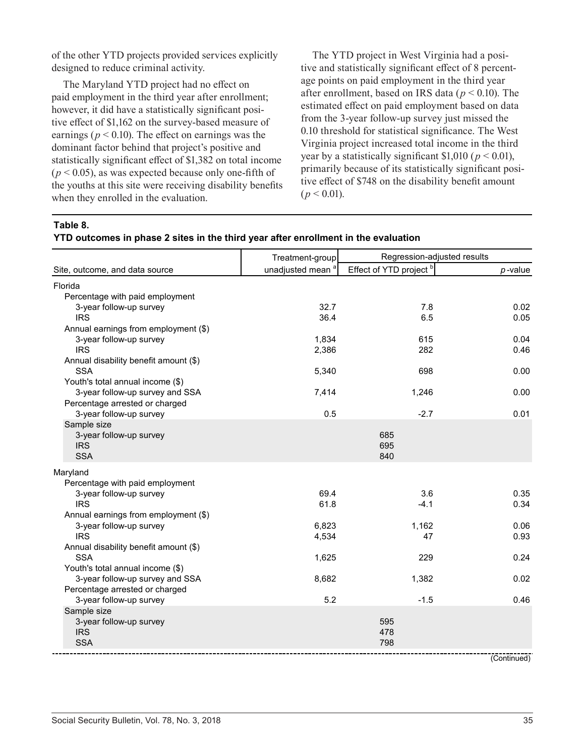of the other YTD projects provided services explicitly designed to reduce criminal activity.

The Maryland YTD project had no effect on paid employment in the third year after enrollment; however, it did have a statistically significant positive effect of $1,162 on the survey-based measure of earnings ($p < 0.10$). The effect on earnings was the dominant factor behind that project's positive and statistically significant effect of $1,382 on total income ($p < 0.05$), as was expected because only one-fifth of the youths at this site were receiving disability benefits when they enrolled in the evaluation.

The YTD project in West Virginia had a positive and statistically significant effect of 8 percentage points on paid employment in the third year after enrollment, based on IRS data ($p < 0.10$). The estimated effect on paid employment based on data from the 3-year follow-up survey just missed the 0.10 threshold for statistical significance. The West Virginia project increased total income in the third year by a statistically significant $1,010 ($p < 0.01$), primarily because of its statistically significant positive effect of $748 on the disability benefit amount ($p < 0.01$).

**Table 8.**
**YTD outcomes in phase 2 sites in the third year after enrollment in the evaluation**

| Site, outcome, and data source | Treatment-group unadjusted mean [a] | Regression-adjusted results: Effect of YTD project [b] | Regression-adjusted results: *p*-value |
|---|---|---|---|
| **Florida** | | | |
| Percentage with paid employment | | | |
| 3-year follow-up survey | 32.7 | 7.8 | 0.02 |
| IRS | 36.4 | 6.5 | 0.05 |
| Annual earnings from employment ($) | | | |
| 3-year follow-up survey | 1,834 | 615 | 0.04 |
| IRS | 2,386 | 282 | 0.46 |
| Annual disability benefit amount ($) | | | |
| SSA | 5,340 | 698 | 0.00 |
| Youth's total annual income ($) | | | |
| 3-year follow-up survey and SSA | 7,414 | 1,246 | 0.00 |
| Percentage arrested or charged | | | |
| 3-year follow-up survey | 0.5 | -2.7 | 0.01 |
| Sample size | | | |
| 3-year follow-up survey | | 685 | |
| IRS | | 695 | |
| SSA | | 840 | |
| **Maryland** | | | |
| Percentage with paid employment | | | |
| 3-year follow-up survey | 69.4 | 3.6 | 0.35 |
| IRS | 61.8 | -4.1 | 0.34 |
| Annual earnings from employment ($) | | | |
| 3-year follow-up survey | 6,823 | 1,162 | 0.06 |
| IRS | 4,534 | 47 | 0.93 |
| Annual disability benefit amount ($) | | | |
| SSA | 1,625 | 229 | 0.24 |
| Youth's total annual income ($) | | | |
| 3-year follow-up survey and SSA | 8,682 | 1,382 | 0.02 |
| Percentage arrested or charged | | | |
| 3-year follow-up survey | 5.2 | -1.5 | 0.46 |
| Sample size | | | |
| 3-year follow-up survey | | 595 | |
| IRS | | 478 | |
| SSA | | 798 | |

(Continued)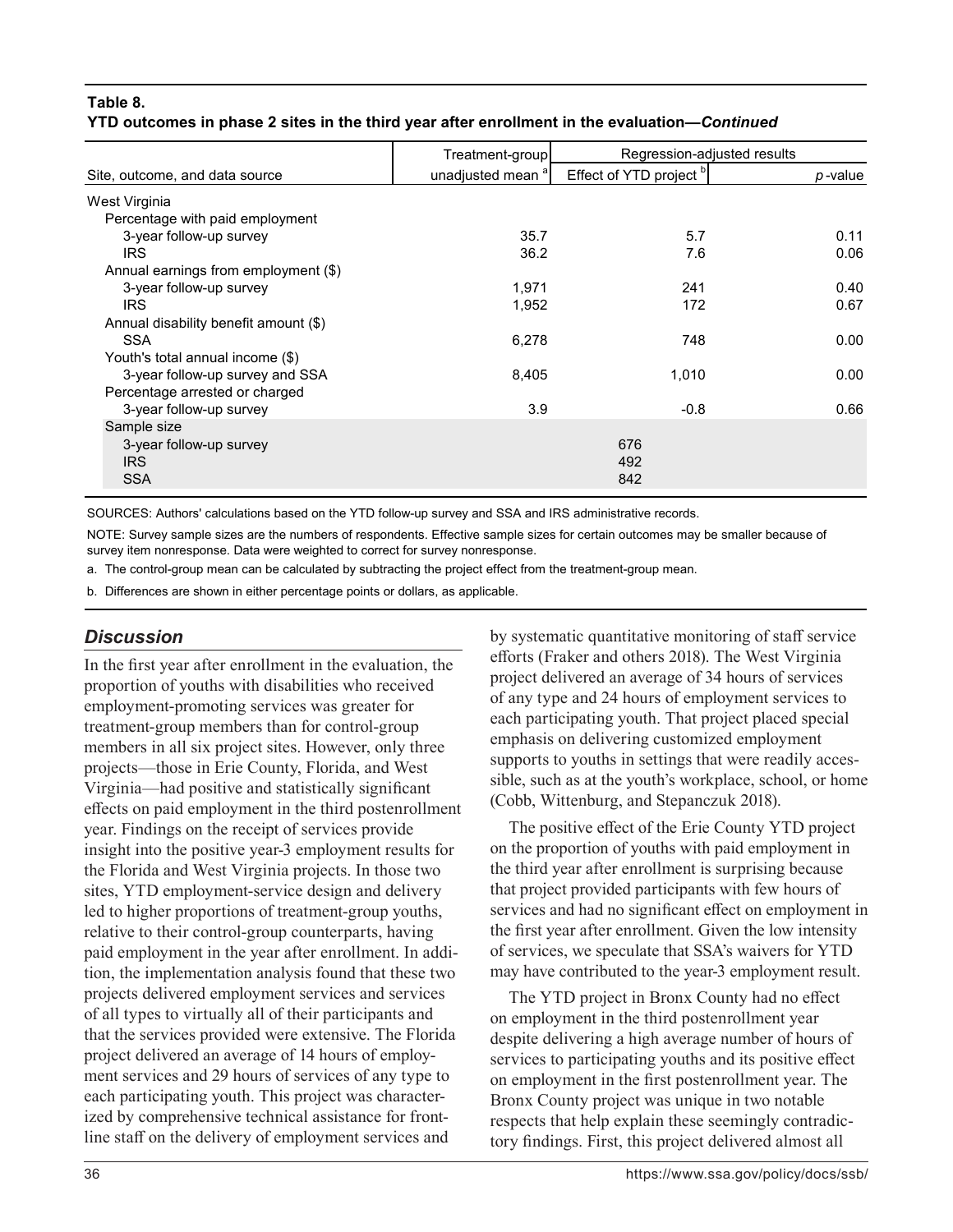**Table 8.**
**YTD outcomes in phase 2 sites in the third year after enrollment in the evaluation—*Continued***

| Site, outcome, and data source | Treatment-group unadjusted mean [a] | Regression-adjusted results: Effect of YTD project [b] | Regression-adjusted results: *p*-value |
|---|---|---|---|
| West Virginia | | | |
| Percentage with paid employment | | | |
| 3-year follow-up survey | 35.7 | 5.7 | 0.11 |
| IRS | 36.2 | 7.6 | 0.06 |
| Annual earnings from employment ($) | | | |
| 3-year follow-up survey | 1,971 | 241 | 0.40 |
| IRS | 1,952 | 172 | 0.67 |
| Annual disability benefit amount ($) | | | |
| SSA | 6,278 | 748 | 0.00 |
| Youth's total annual income ($) | | | |
| 3-year follow-up survey and SSA | 8,405 | 1,010 | 0.00 |
| Percentage arrested or charged | | | |
| 3-year follow-up survey | 3.9 | -0.8 | 0.66 |
| Sample size | | | |
| 3-year follow-up survey | | 676 | |
| IRS | | 492 | |
| SSA | | 842 | |

SOURCES: Authors' calculations based on the YTD follow-up survey and SSA and IRS administrative records.

NOTE: Survey sample sizes are the numbers of respondents. Effective sample sizes for certain outcomes may be smaller because of survey item nonresponse. Data were weighted to correct for survey nonresponse.

a. The control-group mean can be calculated by subtracting the project effect from the treatment-group mean.

b. Differences are shown in either percentage points or dollars, as applicable.

## *Discussion*

In the first year after enrollment in the evaluation, the proportion of youths with disabilities who received employment-promoting services was greater for treatment-group members than for control-group members in all six project sites. However, only three projects—those in Erie County, Florida, and West Virginia—had positive and statistically significant effects on paid employment in the third postenrollment year. Findings on the receipt of services provide insight into the positive year-3 employment results for the Florida and West Virginia projects. In those two sites, YTD employment-service design and delivery led to higher proportions of treatment-group youths, relative to their control-group counterparts, having paid employment in the year after enrollment. In addition, the implementation analysis found that these two projects delivered employment services and services of all types to virtually all of their participants and that the services provided were extensive. The Florida project delivered an average of 14 hours of employment services and 29 hours of services of any type to each participating youth. This project was characterized by comprehensive technical assistance for frontline staff on the delivery of employment services and by systematic quantitative monitoring of staff service efforts (Fraker and others 2018). The West Virginia project delivered an average of 34 hours of services of any type and 24 hours of employment services to each participating youth. That project placed special emphasis on delivering customized employment supports to youths in settings that were readily accessible, such as at the youth's workplace, school, or home (Cobb, Wittenburg, and Stepanczuk 2018).

The positive effect of the Erie County YTD project on the proportion of youths with paid employment in the third year after enrollment is surprising because that project provided participants with few hours of services and had no significant effect on employment in the first year after enrollment. Given the low intensity of services, we speculate that SSA's waivers for YTD may have contributed to the year-3 employment result.

The YTD project in Bronx County had no effect on employment in the third postenrollment year despite delivering a high average number of hours of services to participating youths and its positive effect on employment in the first postenrollment year. The Bronx County project was unique in two notable respects that help explain these seemingly contradictory findings. First, this project delivered almost all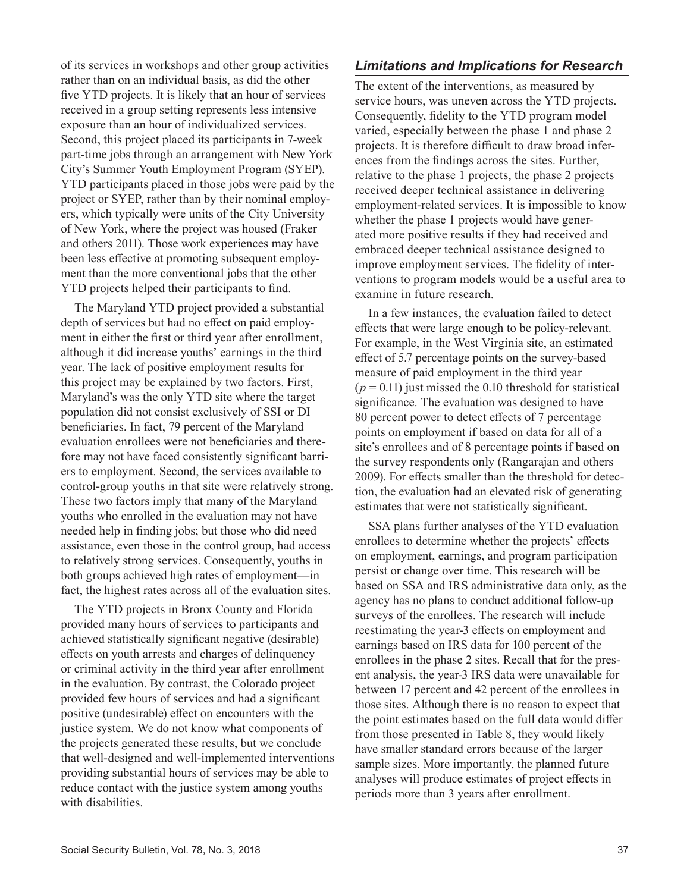of its services in workshops and other group activities rather than on an individual basis, as did the other five YTD projects. It is likely that an hour of services received in a group setting represents less intensive exposure than an hour of individualized services. Second, this project placed its participants in 7-week part-time jobs through an arrangement with New York City's Summer Youth Employment Program (SYEP). YTD participants placed in those jobs were paid by the project or SYEP, rather than by their nominal employers, which typically were units of the City University of New York, where the project was housed (Fraker and others 2011). Those work experiences may have been less effective at promoting subsequent employment than the more conventional jobs that the other YTD projects helped their participants to find.

The Maryland YTD project provided a substantial depth of services but had no effect on paid employment in either the first or third year after enrollment, although it did increase youths' earnings in the third year. The lack of positive employment results for this project may be explained by two factors. First, Maryland's was the only YTD site where the target population did not consist exclusively of SSI or DI beneficiaries. In fact, 79 percent of the Maryland evaluation enrollees were not beneficiaries and therefore may not have faced consistently significant barriers to employment. Second, the services available to control-group youths in that site were relatively strong. These two factors imply that many of the Maryland youths who enrolled in the evaluation may not have needed help in finding jobs; but those who did need assistance, even those in the control group, had access to relatively strong services. Consequently, youths in both groups achieved high rates of employment—in fact, the highest rates across all of the evaluation sites.

The YTD projects in Bronx County and Florida provided many hours of services to participants and achieved statistically significant negative (desirable) effects on youth arrests and charges of delinquency or criminal activity in the third year after enrollment in the evaluation. By contrast, the Colorado project provided few hours of services and had a significant positive (undesirable) effect on encounters with the justice system. We do not know what components of the projects generated these results, but we conclude that well-designed and well-implemented interventions providing substantial hours of services may be able to reduce contact with the justice system among youths with disabilities.

## *Limitations and Implications for Research*

The extent of the interventions, as measured by service hours, was uneven across the YTD projects. Consequently, fidelity to the YTD program model varied, especially between the phase 1 and phase 2 projects. It is therefore difficult to draw broad inferences from the findings across the sites. Further, relative to the phase 1 projects, the phase 2 projects received deeper technical assistance in delivering employment-related services. It is impossible to know whether the phase 1 projects would have generated more positive results if they had received and embraced deeper technical assistance designed to improve employment services. The fidelity of interventions to program models would be a useful area to examine in future research.

In a few instances, the evaluation failed to detect effects that were large enough to be policy-relevant. For example, in the West Virginia site, an estimated effect of 5.7 percentage points on the survey-based measure of paid employment in the third year ($p = 0.11$) just missed the 0.10 threshold for statistical significance. The evaluation was designed to have 80 percent power to detect effects of 7 percentage points on employment if based on data for all of a site's enrollees and of 8 percentage points if based on the survey respondents only (Rangarajan and others 2009). For effects smaller than the threshold for detection, the evaluation had an elevated risk of generating estimates that were not statistically significant.

SSA plans further analyses of the YTD evaluation enrollees to determine whether the projects' effects on employment, earnings, and program participation persist or change over time. This research will be based on SSA and IRS administrative data only, as the agency has no plans to conduct additional follow-up surveys of the enrollees. The research will include reestimating the year-3 effects on employment and earnings based on IRS data for 100 percent of the enrollees in the phase 2 sites. Recall that for the present analysis, the year-3 IRS data were unavailable for between 17 percent and 42 percent of the enrollees in those sites. Although there is no reason to expect that the point estimates based on the full data would differ from those presented in Table 8, they would likely have smaller standard errors because of the larger sample sizes. More importantly, the planned future analyses will produce estimates of project effects in periods more than 3 years after enrollment.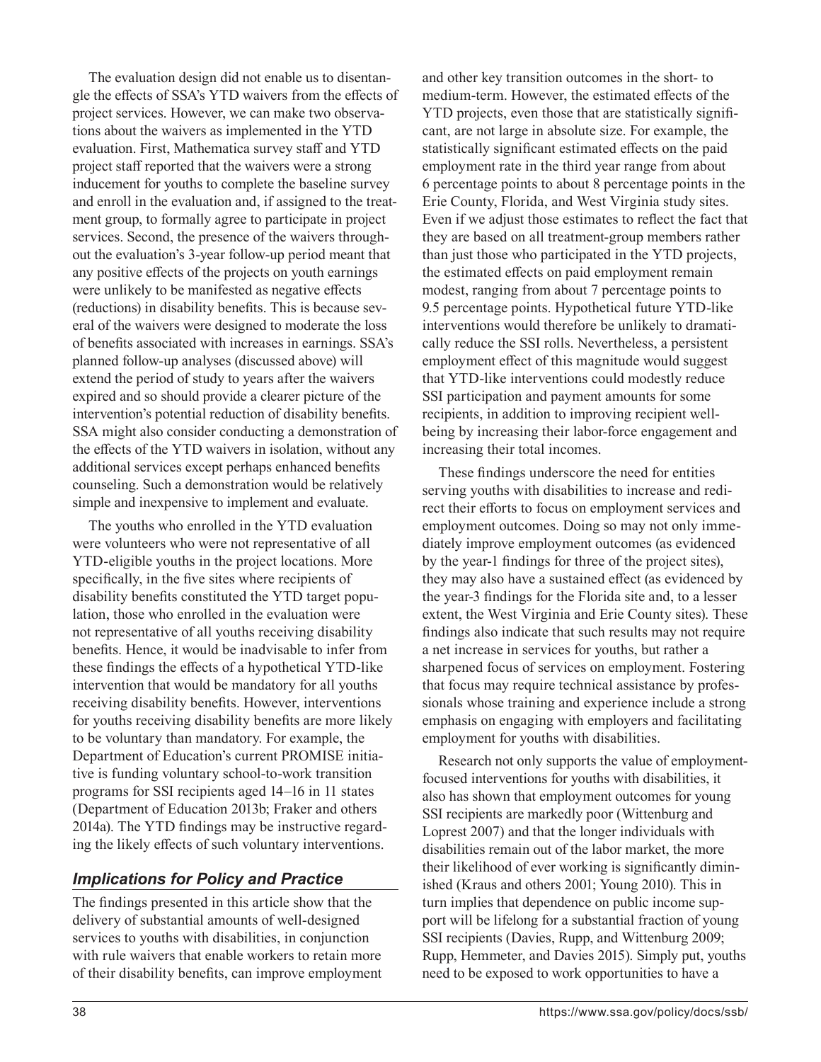The evaluation design did not enable us to disentangle the effects of SSA's YTD waivers from the effects of project services. However, we can make two observations about the waivers as implemented in the YTD evaluation. First, Mathematica survey staff and YTD project staff reported that the waivers were a strong inducement for youths to complete the baseline survey and enroll in the evaluation and, if assigned to the treatment group, to formally agree to participate in project services. Second, the presence of the waivers throughout the evaluation's 3-year follow-up period meant that any positive effects of the projects on youth earnings were unlikely to be manifested as negative effects (reductions) in disability benefits. This is because several of the waivers were designed to moderate the loss of benefits associated with increases in earnings. SSA's planned follow-up analyses (discussed above) will extend the period of study to years after the waivers expired and so should provide a clearer picture of the intervention's potential reduction of disability benefits. SSA might also consider conducting a demonstration of the effects of the YTD waivers in isolation, without any additional services except perhaps enhanced benefits counseling. Such a demonstration would be relatively simple and inexpensive to implement and evaluate.

The youths who enrolled in the YTD evaluation were volunteers who were not representative of all YTD-eligible youths in the project locations. More specifically, in the five sites where recipients of disability benefits constituted the YTD target population, those who enrolled in the evaluation were not representative of all youths receiving disability benefits. Hence, it would be inadvisable to infer from these findings the effects of a hypothetical YTD-like intervention that would be mandatory for all youths receiving disability benefits. However, interventions for youths receiving disability benefits are more likely to be voluntary than mandatory. For example, the Department of Education's current PROMISE initiative is funding voluntary school-to-work transition programs for SSI recipients aged 14–16 in 11 states (Department of Education 2013b; Fraker and others 2014a). The YTD findings may be instructive regarding the likely effects of such voluntary interventions.

## *Implications for Policy and Practice*

The findings presented in this article show that the delivery of substantial amounts of well-designed services to youths with disabilities, in conjunction with rule waivers that enable workers to retain more of their disability benefits, can improve employment and other key transition outcomes in the short- to medium-term. However, the estimated effects of the YTD projects, even those that are statistically significant, are not large in absolute size. For example, the statistically significant estimated effects on the paid employment rate in the third year range from about 6 percentage points to about 8 percentage points in the Erie County, Florida, and West Virginia study sites. Even if we adjust those estimates to reflect the fact that they are based on all treatment-group members rather than just those who participated in the YTD projects, the estimated effects on paid employment remain modest, ranging from about 7 percentage points to 9.5 percentage points. Hypothetical future YTD-like interventions would therefore be unlikely to dramatically reduce the SSI rolls. Nevertheless, a persistent employment effect of this magnitude would suggest that YTD-like interventions could modestly reduce SSI participation and payment amounts for some recipients, in addition to improving recipient well-being by increasing their labor-force engagement and increasing their total incomes.

These findings underscore the need for entities serving youths with disabilities to increase and redirect their efforts to focus on employment services and employment outcomes. Doing so may not only immediately improve employment outcomes (as evidenced by the year-1 findings for three of the project sites), they may also have a sustained effect (as evidenced by the year-3 findings for the Florida site and, to a lesser extent, the West Virginia and Erie County sites). These findings also indicate that such results may not require a net increase in services for youths, but rather a sharpened focus of services on employment. Fostering that focus may require technical assistance by professionals whose training and experience include a strong emphasis on engaging with employers and facilitating employment for youths with disabilities.

Research not only supports the value of employment-focused interventions for youths with disabilities, it also has shown that employment outcomes for young SSI recipients are markedly poor (Wittenburg and Loprest 2007) and that the longer individuals with disabilities remain out of the labor market, the more their likelihood of ever working is significantly diminished (Kraus and others 2001; Young 2010). This in turn implies that dependence on public income support will be lifelong for a substantial fraction of young SSI recipients (Davies, Rupp, and Wittenburg 2009; Rupp, Hemmeter, and Davies 2015). Simply put, youths need to be exposed to work opportunities to have a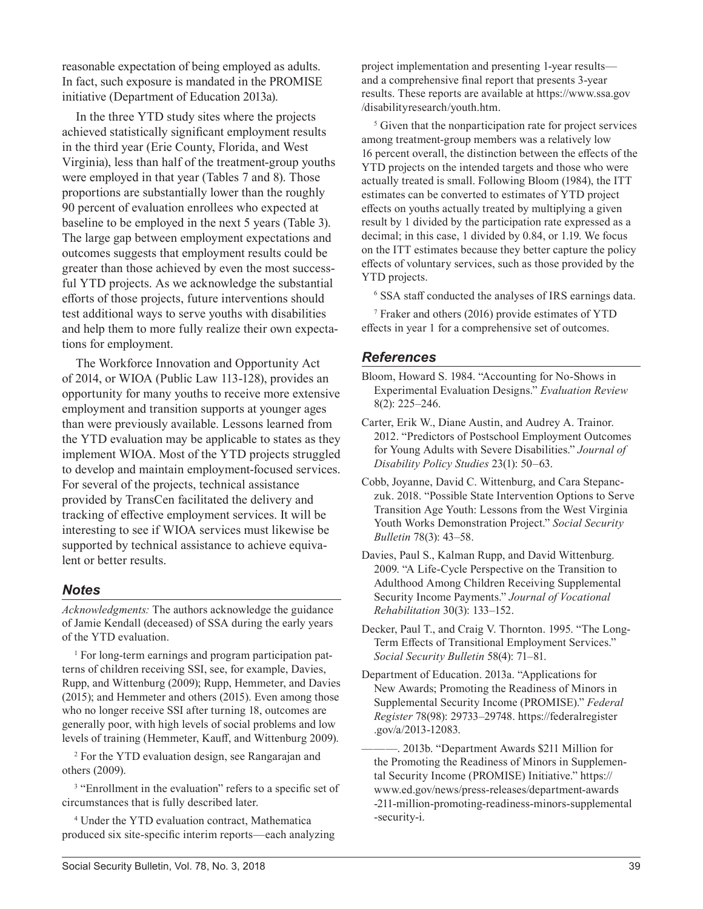reasonable expectation of being employed as adults. In fact, such exposure is mandated in the PROMISE initiative (Department of Education 2013a).

In the three YTD study sites where the projects achieved statistically significant employment results in the third year (Erie County, Florida, and West Virginia), less than half of the treatment-group youths were employed in that year (Tables 7 and 8). Those proportions are substantially lower than the roughly 90 percent of evaluation enrollees who expected at baseline to be employed in the next 5 years (Table 3). The large gap between employment expectations and outcomes suggests that employment results could be greater than those achieved by even the most successful YTD projects. As we acknowledge the substantial efforts of those projects, future interventions should test additional ways to serve youths with disabilities and help them to more fully realize their own expectations for employment.

The Workforce Innovation and Opportunity Act of 2014, or WIOA (Public Law 113-128), provides an opportunity for many youths to receive more extensive employment and transition supports at younger ages than were previously available. Lessons learned from the YTD evaluation may be applicable to states as they implement WIOA. Most of the YTD projects struggled to develop and maintain employment-focused services. For several of the projects, technical assistance provided by TransCen facilitated the delivery and tracking of effective employment services. It will be interesting to see if WIOA services must likewise be supported by technical assistance to achieve equivalent or better results.

## Notes

*Acknowledgments:* The authors acknowledge the guidance of Jamie Kendall (deceased) of SSA during the early years of the YTD evaluation.

[1] For long-term earnings and program participation patterns of children receiving SSI, see, for example, Davies, Rupp, and Wittenburg (2009); Rupp, Hemmeter, and Davies (2015); and Hemmeter and others (2015). Even among those who no longer receive SSI after turning 18, outcomes are generally poor, with high levels of social problems and low levels of training (Hemmeter, Kauff, and Wittenburg 2009).

[2] For the YTD evaluation design, see Rangarajan and others (2009).

[3] "Enrollment in the evaluation" refers to a specific set of circumstances that is fully described later.

[4] Under the YTD evaluation contract, Mathematica produced six site-specific interim reports—each analyzing project implementation and presenting 1-year results—and a comprehensive final report that presents 3-year results. These reports are available at https://www.ssa.gov/disabilityresearch/youth.htm.

[5] Given that the nonparticipation rate for project services among treatment-group members was a relatively low 16 percent overall, the distinction between the effects of the YTD projects on the intended targets and those who were actually treated is small. Following Bloom (1984), the ITT estimates can be converted to estimates of YTD project effects on youths actually treated by multiplying a given result by 1 divided by the participation rate expressed as a decimal; in this case, 1 divided by 0.84, or 1.19. We focus on the ITT estimates because they better capture the policy effects of voluntary services, such as those provided by the YTD projects.

[6] SSA staff conducted the analyses of IRS earnings data.

[7] Fraker and others (2016) provide estimates of YTD effects in year 1 for a comprehensive set of outcomes.

## References

Bloom, Howard S. 1984. "Accounting for No-Shows in Experimental Evaluation Designs." *Evaluation Review* 8(2): 225–246.

Carter, Erik W., Diane Austin, and Audrey A. Trainor. 2012. "Predictors of Postschool Employment Outcomes for Young Adults with Severe Disabilities." *Journal of Disability Policy Studies* 23(1): 50–63.

Cobb, Joyanne, David C. Wittenburg, and Cara Stepanczuk. 2018. "Possible State Intervention Options to Serve Transition Age Youth: Lessons from the West Virginia Youth Works Demonstration Project." *Social Security Bulletin* 78(3): 43–58.

Davies, Paul S., Kalman Rupp, and David Wittenburg. 2009. "A Life-Cycle Perspective on the Transition to Adulthood Among Children Receiving Supplemental Security Income Payments." *Journal of Vocational Rehabilitation* 30(3): 133–152.

Decker, Paul T., and Craig V. Thornton. 1995. "The Long-Term Effects of Transitional Employment Services." *Social Security Bulletin* 58(4): 71–81.

Department of Education. 2013a. "Applications for New Awards; Promoting the Readiness of Minors in Supplemental Security Income (PROMISE)." *Federal Register* 78(98): 29733–29748. https://federalregister.gov/a/2013-12083.

———. 2013b. "Department Awards $211 Million for the Promoting the Readiness of Minors in Supplemental Security Income (PROMISE) Initiative." https://www.ed.gov/news/press-releases/department-awards-211-million-promoting-readiness-minors-supplemental-security-i.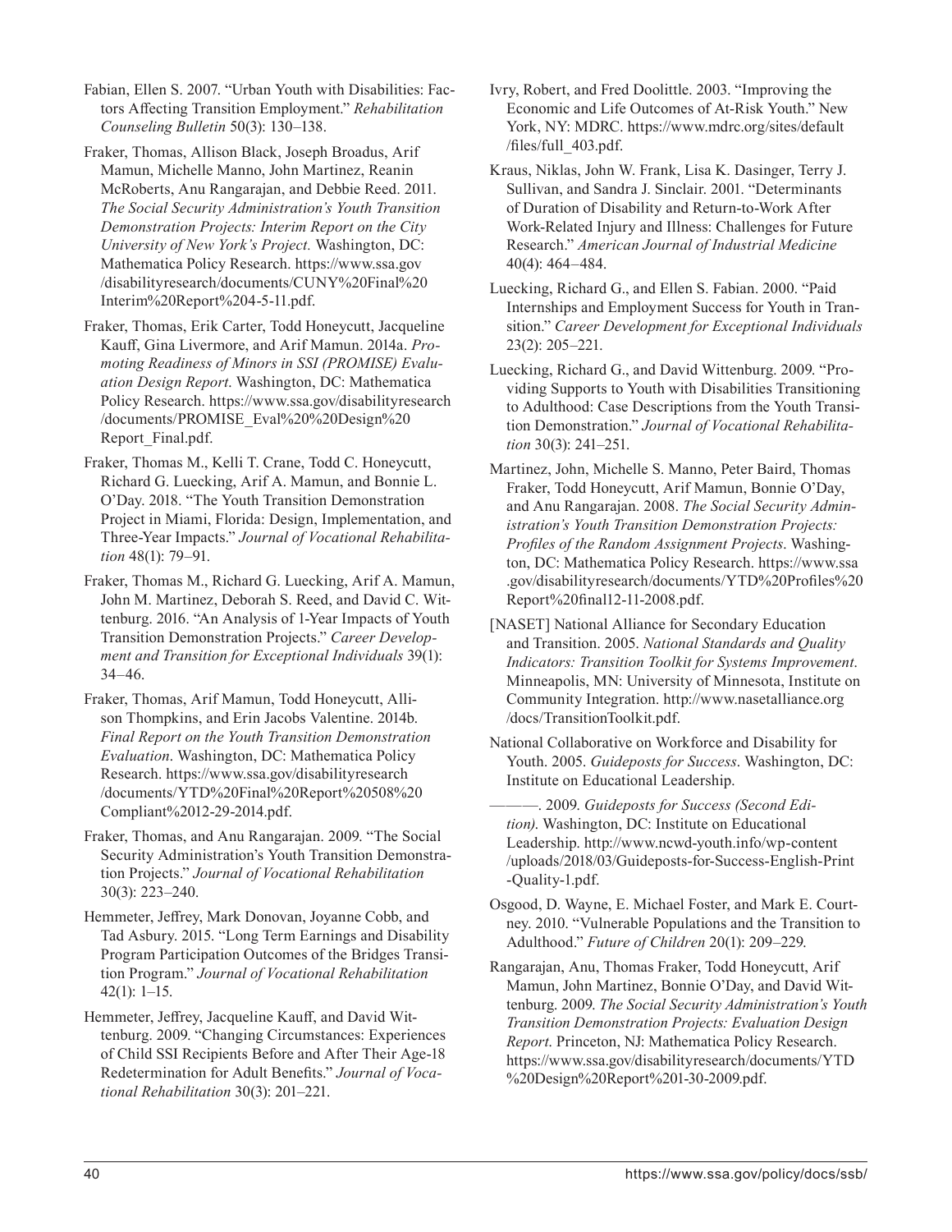Fabian, Ellen S. 2007. "Urban Youth with Disabilities: Factors Affecting Transition Employment." *Rehabilitation Counseling Bulletin* 50(3): 130–138.

Fraker, Thomas, Allison Black, Joseph Broadus, Arif Mamun, Michelle Manno, John Martinez, Reanin McRoberts, Anu Rangarajan, and Debbie Reed. 2011. *The Social Security Administration's Youth Transition Demonstration Projects: Interim Report on the City University of New York's Project.* Washington, DC: Mathematica Policy Research. https://www.ssa.gov/disabilityresearch/documents/CUNY%20Final%20Interim%20Report%204-5-11.pdf.

Fraker, Thomas, Erik Carter, Todd Honeycutt, Jacqueline Kauff, Gina Livermore, and Arif Mamun. 2014a. *Promoting Readiness of Minors in SSI (PROMISE) Evaluation Design Report.* Washington, DC: Mathematica Policy Research. https://www.ssa.gov/disabilityresearch/documents/PROMISE_Eval%20%20Design%20Report_Final.pdf.

Fraker, Thomas M., Kelli T. Crane, Todd C. Honeycutt, Richard G. Luecking, Arif A. Mamun, and Bonnie L. O'Day. 2018. "The Youth Transition Demonstration Project in Miami, Florida: Design, Implementation, and Three-Year Impacts." *Journal of Vocational Rehabilitation* 48(1): 79–91.

Fraker, Thomas M., Richard G. Luecking, Arif A. Mamun, John M. Martinez, Deborah S. Reed, and David C. Wittenburg. 2016. "An Analysis of 1-Year Impacts of Youth Transition Demonstration Projects." *Career Development and Transition for Exceptional Individuals* 39(1): 34–46.

Fraker, Thomas, Arif Mamun, Todd Honeycutt, Allison Thompkins, and Erin Jacobs Valentine. 2014b. *Final Report on the Youth Transition Demonstration Evaluation.* Washington, DC: Mathematica Policy Research. https://www.ssa.gov/disabilityresearch/documents/YTD%20Final%20Report%20508%20Compliant%2012-29-2014.pdf.

Fraker, Thomas, and Anu Rangarajan. 2009. "The Social Security Administration's Youth Transition Demonstration Projects." *Journal of Vocational Rehabilitation* 30(3): 223–240.

Hemmeter, Jeffrey, Mark Donovan, Joyanne Cobb, and Tad Asbury. 2015. "Long Term Earnings and Disability Program Participation Outcomes of the Bridges Transition Program." *Journal of Vocational Rehabilitation* 42(1): 1–15.

Hemmeter, Jeffrey, Jacqueline Kauff, and David Wittenburg. 2009. "Changing Circumstances: Experiences of Child SSI Recipients Before and After Their Age-18 Redetermination for Adult Benefits." *Journal of Vocational Rehabilitation* 30(3): 201–221.

Ivry, Robert, and Fred Doolittle. 2003. "Improving the Economic and Life Outcomes of At-Risk Youth." New York, NY: MDRC. https://www.mdrc.org/sites/default/files/full_403.pdf.

Kraus, Niklas, John W. Frank, Lisa K. Dasinger, Terry J. Sullivan, and Sandra J. Sinclair. 2001. "Determinants of Duration of Disability and Return-to-Work After Work-Related Injury and Illness: Challenges for Future Research." *American Journal of Industrial Medicine* 40(4): 464–484.

Luecking, Richard G., and Ellen S. Fabian. 2000. "Paid Internships and Employment Success for Youth in Transition." *Career Development for Exceptional Individuals* 23(2): 205–221.

Luecking, Richard G., and David Wittenburg. 2009. "Providing Supports to Youth with Disabilities Transitioning to Adulthood: Case Descriptions from the Youth Transition Demonstration." *Journal of Vocational Rehabilitation* 30(3): 241–251.

Martinez, John, Michelle S. Manno, Peter Baird, Thomas Fraker, Todd Honeycutt, Arif Mamun, Bonnie O'Day, and Anu Rangarajan. 2008. *The Social Security Administration's Youth Transition Demonstration Projects: Profiles of the Random Assignment Projects.* Washington, DC: Mathematica Policy Research. https://www.ssa.gov/disabilityresearch/documents/YTD%20Profiles%20Report%20final12-11-2008.pdf.

[NASET] National Alliance for Secondary Education and Transition. 2005. *National Standards and Quality Indicators: Transition Toolkit for Systems Improvement.* Minneapolis, MN: University of Minnesota, Institute on Community Integration. http://www.nasetalliance.org/docs/TransitionToolkit.pdf.

National Collaborative on Workforce and Disability for Youth. 2005. *Guideposts for Success.* Washington, DC: Institute on Educational Leadership.

———. 2009. *Guideposts for Success (Second Edition).* Washington, DC: Institute on Educational Leadership. http://www.ncwd-youth.info/wp-content/uploads/2018/03/Guideposts-for-Success-English-Print-Quality-1.pdf.

Osgood, D. Wayne, E. Michael Foster, and Mark E. Courtney. 2010. "Vulnerable Populations and the Transition to Adulthood." *Future of Children* 20(1): 209–229.

Rangarajan, Anu, Thomas Fraker, Todd Honeycutt, Arif Mamun, John Martinez, Bonnie O'Day, and David Wittenburg. 2009. *The Social Security Administration's Youth Transition Demonstration Projects: Evaluation Design Report.* Princeton, NJ: Mathematica Policy Research. https://www.ssa.gov/disabilityresearch/documents/YTD%20Design%20Report%201-30-2009.pdf.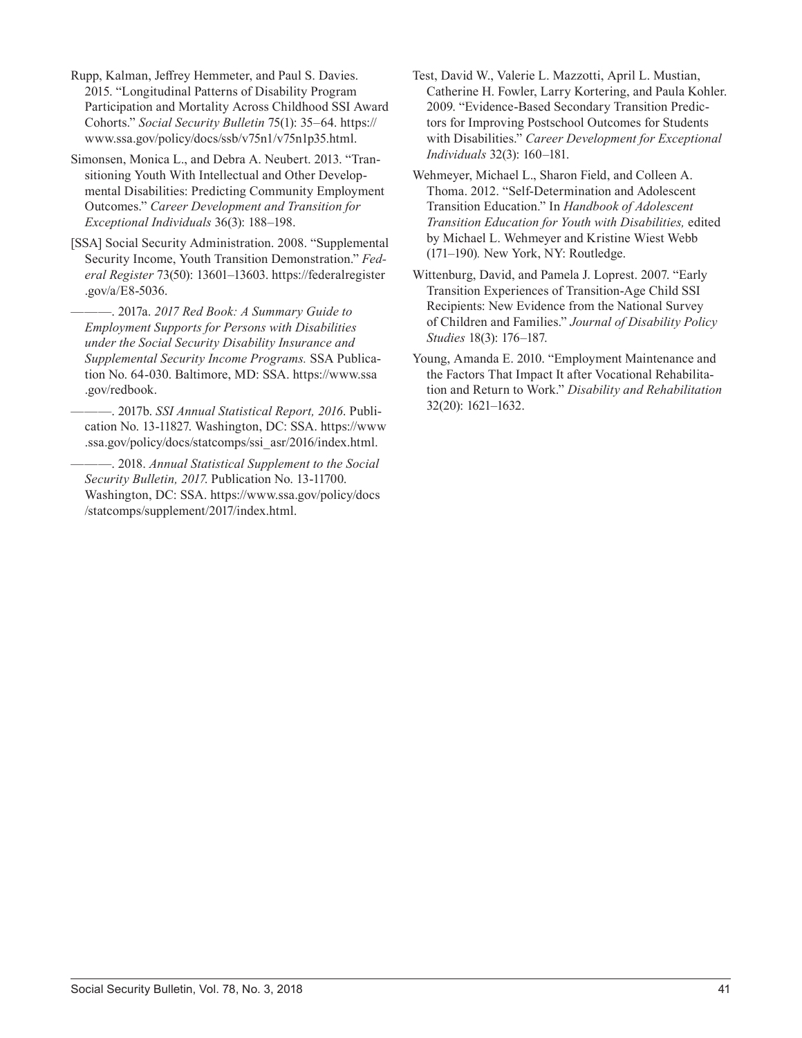Rupp, Kalman, Jeffrey Hemmeter, and Paul S. Davies. 2015. "Longitudinal Patterns of Disability Program Participation and Mortality Across Childhood SSI Award Cohorts." *Social Security Bulletin* 75(1): 35–64. https://www.ssa.gov/policy/docs/ssb/v75n1/v75n1p35.html.

Simonsen, Monica L., and Debra A. Neubert. 2013. "Transitioning Youth With Intellectual and Other Developmental Disabilities: Predicting Community Employment Outcomes." *Career Development and Transition for Exceptional Individuals* 36(3): 188–198.

[SSA] Social Security Administration. 2008. "Supplemental Security Income, Youth Transition Demonstration." *Federal Register* 73(50): 13601–13603. https://federalregister.gov/a/E8-5036.

———. 2017a. *2017 Red Book: A Summary Guide to Employment Supports for Persons with Disabilities under the Social Security Disability Insurance and Supplemental Security Income Programs.* SSA Publication No. 64-030. Baltimore, MD: SSA. https://www.ssa.gov/redbook.

———. 2017b. *SSI Annual Statistical Report, 2016*. Publication No. 13-11827. Washington, DC: SSA. https://www.ssa.gov/policy/docs/statcomps/ssi_asr/2016/index.html.

———. 2018. *Annual Statistical Supplement to the Social Security Bulletin, 2017*. Publication No. 13-11700. Washington, DC: SSA. https://www.ssa.gov/policy/docs/statcomps/supplement/2017/index.html.

Test, David W., Valerie L. Mazzotti, April L. Mustian, Catherine H. Fowler, Larry Kortering, and Paula Kohler. 2009. "Evidence-Based Secondary Transition Predictors for Improving Postschool Outcomes for Students with Disabilities." *Career Development for Exceptional Individuals* 32(3): 160–181.

Wehmeyer, Michael L., Sharon Field, and Colleen A. Thoma. 2012. "Self-Determination and Adolescent Transition Education." In *Handbook of Adolescent Transition Education for Youth with Disabilities,* edited by Michael L. Wehmeyer and Kristine Wiest Webb (171–190)*.* New York, NY: Routledge.

Wittenburg, David, and Pamela J. Loprest. 2007. "Early Transition Experiences of Transition-Age Child SSI Recipients: New Evidence from the National Survey of Children and Families." *Journal of Disability Policy Studies* 18(3): 176–187.

Young, Amanda E. 2010. "Employment Maintenance and the Factors That Impact It after Vocational Rehabilitation and Return to Work." *Disability and Rehabilitation* 32(20): 1621–1632.